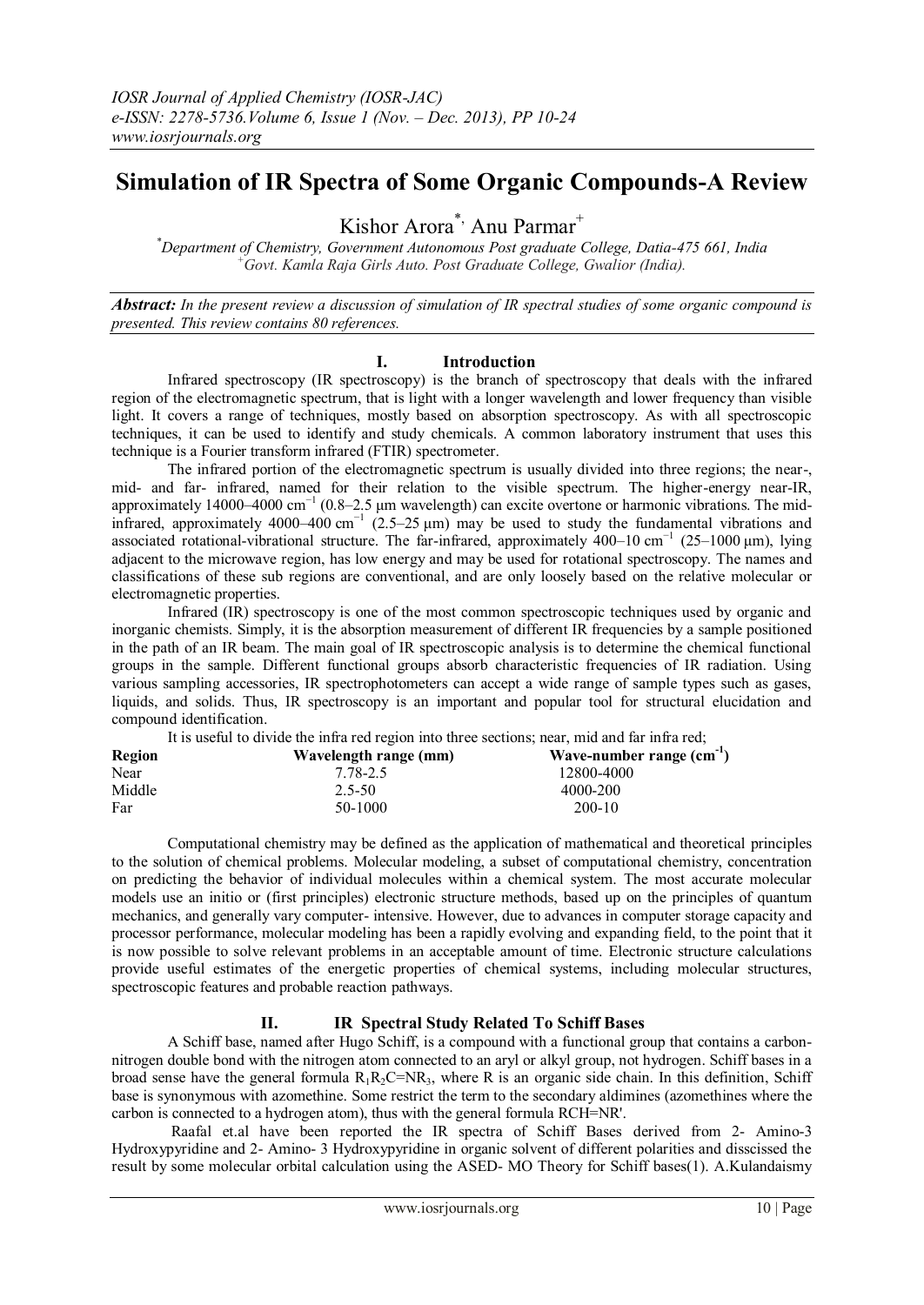# Simulation of IR Spectra of Some Organic Compounds-A Review

Kishor Arora[*], Anu Parmar[+]

[*]*Department of Chemistry, Government Autonomous Post graduate College, Datia-475 661, India*
[+]*Govt. Kamla Raja Girls Auto. Post Graduate College, Gwalior (India).*

***Abstract:*** *In the present review a discussion of simulation of IR spectral studies of some organic compound is presented. This review contains 80 references.*

## I. Introduction

Infrared spectroscopy (IR spectroscopy) is the branch of spectroscopy that deals with the infrared region of the electromagnetic spectrum, that is light with a longer wavelength and lower frequency than visible light. It covers a range of techniques, mostly based on absorption spectroscopy. As with all spectroscopic techniques, it can be used to identify and study chemicals. A common laboratory instrument that uses this technique is a Fourier transform infrared (FTIR) spectrometer.

The infrared portion of the electromagnetic spectrum is usually divided into three regions; the near-, mid- and far- infrared, named for their relation to the visible spectrum. The higher-energy near-IR, approximately 14000–4000 $cm^{-1}$ (0.8–2.5 μm wavelength) can excite overtone or harmonic vibrations. The mid-infrared, approximately 4000–400 $cm^{-1}$ (2.5–25 μm) may be used to study the fundamental vibrations and associated rotational-vibrational structure. The far-infrared, approximately 400–10 $cm^{-1}$ (25–1000 μm), lying adjacent to the microwave region, has low energy and may be used for rotational spectroscopy. The names and classifications of these sub regions are conventional, and are only loosely based on the relative molecular or electromagnetic properties.

Infrared (IR) spectroscopy is one of the most common spectroscopic techniques used by organic and inorganic chemists. Simply, it is the absorption measurement of different IR frequencies by a sample positioned in the path of an IR beam. The main goal of IR spectroscopic analysis is to determine the chemical functional groups in the sample. Different functional groups absorb characteristic frequencies of IR radiation. Using various sampling accessories, IR spectrophotometers can accept a wide range of sample types such as gases, liquids, and solids. Thus, IR spectroscopy is an important and popular tool for structural elucidation and compound identification.

It is useful to divide the infra red region into three sections; near, mid and far infra red;

| Region | Wavelength range (mm) | Wave-number range ($cm^{-1}$) |
|---|---|---|
| Near | 7.78-2.5 | 12800-4000 |
| Middle | 2.5-50 | 4000-200 |
| Far | 50-1000 | 200-10 |

Computational chemistry may be defined as the application of mathematical and theoretical principles to the solution of chemical problems. Molecular modeling, a subset of computational chemistry, concentration on predicting the behavior of individual molecules within a chemical system. The most accurate molecular models use an initio or (first principles) electronic structure methods, based up on the principles of quantum mechanics, and generally vary computer- intensive. However, due to advances in computer storage capacity and processor performance, molecular modeling has been a rapidly evolving and expanding field, to the point that it is now possible to solve relevant problems in an acceptable amount of time. Electronic structure calculations provide useful estimates of the energetic properties of chemical systems, including molecular structures, spectroscopic features and probable reaction pathways.

## II. IR Spectral Study Related To Schiff Bases

A Schiff base, named after Hugo Schiff, is a compound with a functional group that contains a carbon-nitrogen double bond with the nitrogen atom connected to an aryl or alkyl group, not hydrogen. Schiff bases in a broad sense have the general formula $R_1R_2C{=}NR_3$, where R is an organic side chain. In this definition, Schiff base is synonymous with azomethine. Some restrict the term to the secondary aldimines (azomethines where the carbon is connected to a hydrogen atom), thus with the general formula RCH=NR'.

Raafal et.al have been reported the IR spectra of Schiff Bases derived from 2- Amino-3 Hydroxypyridine and 2- Amino- 3 Hydroxypyridine in organic solvent of different polarities and disscissed the result by some molecular orbital calculation using the ASED- MO Theory for Schiff bases(1). A.Kulandaismy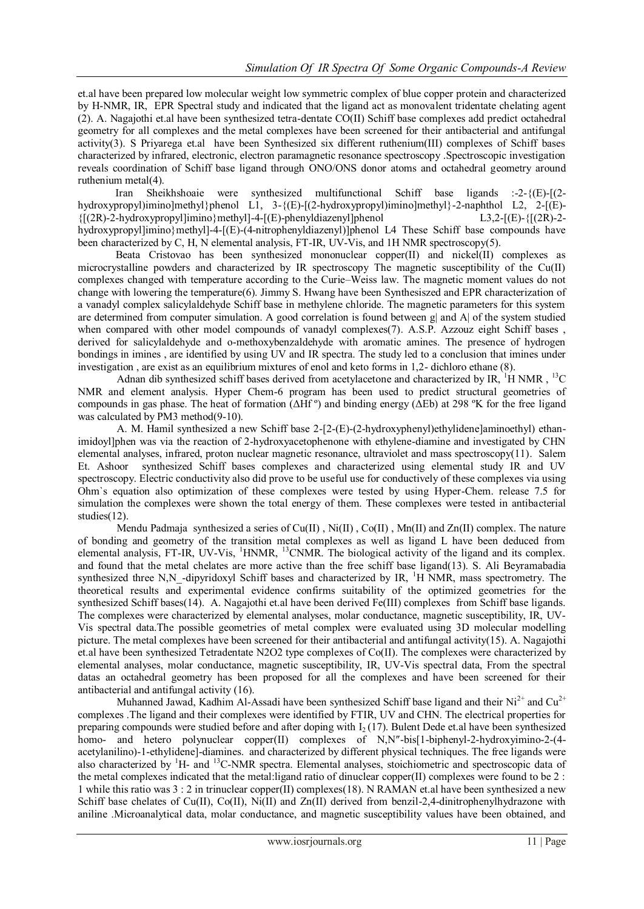et.al have been prepared low molecular weight low symmetric complex of blue copper protein and characterized by H-NMR, IR, EPR Spectral study and indicated that the ligand act as monovalent tridentate chelating agent (2). A. Nagajothi et.al have been synthesized tetra-dentate CO(II) Schiff base complexes add predict octahedral geometry for all complexes and the metal complexes have been screened for their antibacterial and antifungal activity(3). S Priyarega et.al have been Synthesized six different ruthenium(III) complexes of Schiff bases characterized by infrared, electronic, electron paramagnetic resonance spectroscopy .Spectroscopic investigation reveals coordination of Schiff base ligand through ONO/ONS donor atoms and octahedral geometry around ruthenium metal(4).

Iran Sheikhshoaie were synthesized multifunctional Schiff base ligands :-2-{(E)-[(2-hydroxypropyl)imino]methyl}phenol L1, 3-{(E)-[(2-hydroxypropyl)imino]methyl}-2-naphthol L2, 2-[(E)-{[(2R)-2-hydroxypropyl]imino}methyl]-4-[(E)-phenyldiazenyl]phenol L3,2-[(E)-{[(2R)-2-hydroxypropyl]imino}methyl]-4-[(E)-(4-nitrophenyldiazenyl)]phenol L4 These Schiff base compounds have been characterized by C, H, N elemental analysis, FT-IR, UV-Vis, and 1H NMR spectroscopy(5).

Beata Cristovao has been synthesized mononuclear copper(II) and nickel(II) complexes as microcrystalline powders and characterized by IR spectroscopy The magnetic susceptibility of the Cu(II) complexes changed with temperature according to the Curie–Weiss law. The magnetic moment values do not change with lowering the temperature(6). Jimmy S. Hwang have been Synthesiszed and EPR characterization of a vanadyl complex salicylaldehyde Schiff base in methylene chloride. The magnetic parameters for this system are determined from computer simulation. A good correlation is found between g| and A| of the system studied when compared with other model compounds of vanadyl complexes(7). A.S.P. Azzouz eight Schiff bases , derived for salicylaldehyde and o-methoxybenzaldehyde with aromatic amines. The presence of hydrogen bondings in imines , are identified by using UV and IR spectra. The study led to a conclusion that imines under investigation , are exist as an equilibrium mixtures of enol and keto forms in 1,2- dichloro ethane (8).

Adnan dib synthesized schiff bases derived from acetylacetone and characterized by IR, $^1H$ NMR , $^{13}C$ NMR and element analysis. Hyper Chem-6 program has been used to predict structural geometries of compounds in gas phase. The heat of formation ($\Delta Hf^o$) and binding energy ($\Delta Eb$) at 298 ºK for the free ligand was calculated by PM3 method(9-10).

A. M. Hamil synthesized a new Schiff base 2-[2-(E)-(2-hydroxyphenyl)ethylidene]aminoethyl) ethan-imidoyl]phen was via the reaction of 2-hydroxyacetophenone with ethylene-diamine and investigated by CHN elemental analyses, infrared, proton nuclear magnetic resonance, ultraviolet and mass spectroscopy(11). Salem Et. Ashoor synthesized Schiff bases complexes and characterized using elemental study IR and UV spectroscopy. Electric conductivity also did prove to be useful use for conductively of these complexes via using Ohm`s equation also optimization of these complexes were tested by using Hyper-Chem. release 7.5 for simulation the complexes were shown the total energy of them. These complexes were tested in antibacterial studies(12).

Mendu Padmaja synthesized a series of Cu(II) , Ni(II) , Co(II) , Mn(II) and Zn(II) complex. The nature of bonding and geometry of the transition metal complexes as well as ligand L have been deduced from elemental analysis, FT-IR, UV-Vis, $^1$HNMR, $^{13}$CNMR. The biological activity of the ligand and its complex. and found that the metal chelates are more active than the free schiff base ligand(13). S. Ali Beyramabadia synthesized three N,N_-dipyridoxyl Schiff bases and characterized by IR, $^1H$ NMR, mass spectrometry. The theoretical results and experimental evidence confirms suitability of the optimized geometries for the synthesized Schiff bases(14). A. Nagajothi et.al have been derived Fe(III) complexes from Schiff base ligands. The complexes were characterized by elemental analyses, molar conductance, magnetic susceptibility, IR, UV-Vis spectral data.The possible geometries of metal complex were evaluated using 3D molecular modelling picture. The metal complexes have been screened for their antibacterial and antifungal activity(15). A. Nagajothi et.al have been synthesized Tetradentate N2O2 type complexes of Co(II). The complexes were characterized by elemental analyses, molar conductance, magnetic susceptibility, IR, UV-Vis spectral data, From the spectral datas an octahedral geometry has been proposed for all the complexes and have been screened for their antibacterial and antifungal activity (16).

Muhanned Jawad, Kadhim Al-Assadi have been synthesized Schiff base ligand and their $Ni^{2+}$ and $Cu^{2+}$ complexes .The ligand and their complexes were identified by FTIR, UV and CHN. The electrical properties for preparing compounds were studied before and after doping with $I_2$ (17). Bulent Dede et.al have been synthesized homo- and hetero polynuclear copper(II) complexes of N,N″-bis[1-biphenyl-2-hydroxyimino-2-(4-acetylanilino)-1-ethylidene]-diamines. and characterized by different physical techniques. The free ligands were also characterized by $^1$H- and $^{13}$C-NMR spectra. Elemental analyses, stoichiometric and spectroscopic data of the metal complexes indicated that the metal:ligand ratio of dinuclear copper(II) complexes were found to be 2 : 1 while this ratio was 3 : 2 in trinuclear copper(II) complexes(18). N RAMAN et.al have been synthesized a new Schiff base chelates of Cu(II), Co(II), Ni(II) and Zn(II) derived from benzil-2,4-dinitrophenylhydrazone with aniline .Microanalytical data, molar conductance, and magnetic susceptibility values have been obtained, and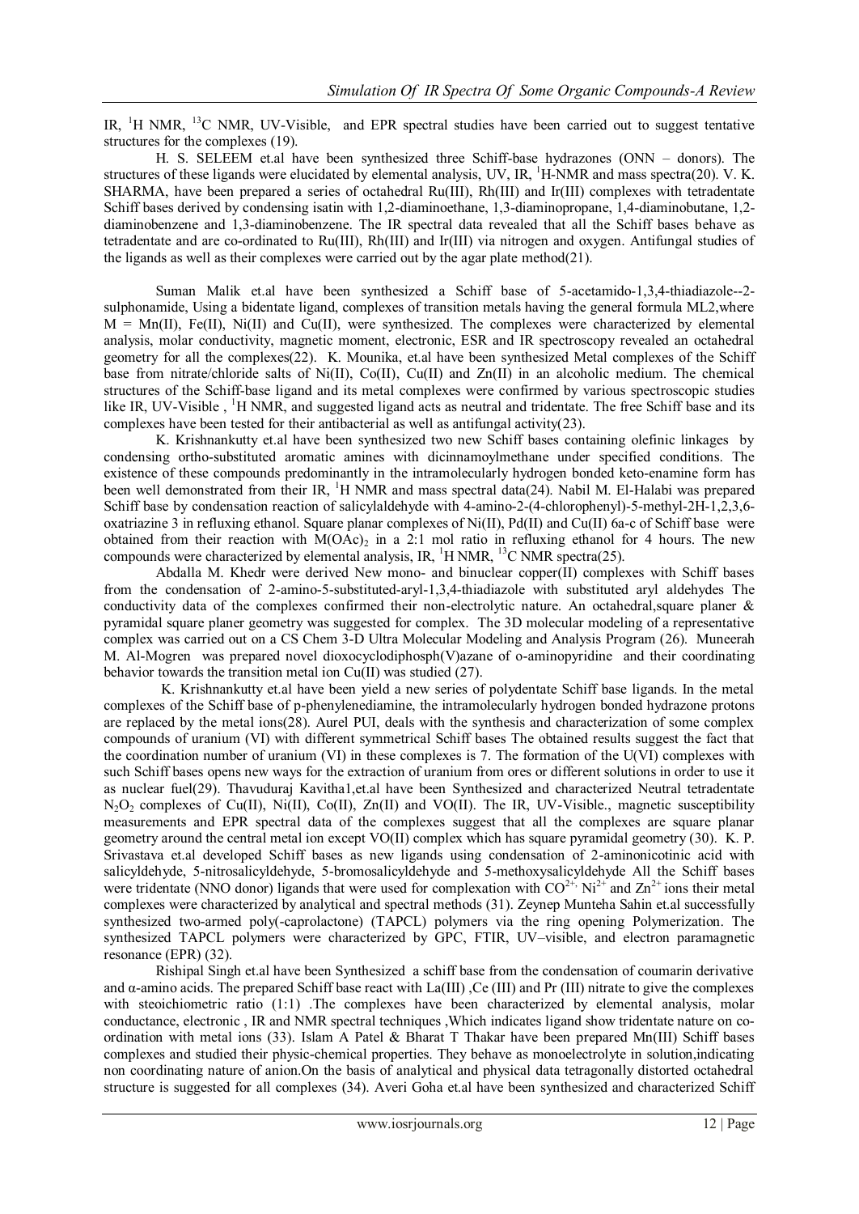IR, $^{1}H$ NMR, $^{13}C$ NMR, UV-Visible, and EPR spectral studies have been carried out to suggest tentative structures for the complexes (19).

H. S. SELEEM et.al have been synthesized three Schiff-base hydrazones (ONN – donors). The structures of these ligands were elucidated by elemental analysis, UV, IR, $^{1}H$-NMR and mass spectra(20). V. K. SHARMA, have been prepared a series of octahedral Ru(III), Rh(III) and Ir(III) complexes with tetradentate Schiff bases derived by condensing isatin with 1,2-diaminoethane, 1,3-diaminopropane, 1,4-diaminobutane, 1,2-diaminobenzene and 1,3-diaminobenzene. The IR spectral data revealed that all the Schiff bases behave as tetradentate and are co-ordinated to Ru(III), Rh(III) and Ir(III) via nitrogen and oxygen. Antifungal studies of the ligands as well as their complexes were carried out by the agar plate method(21).

Suman Malik et.al have been synthesized a Schiff base of 5-acetamido-1,3,4-thiadiazole--2-sulphonamide, Using a bidentate ligand, complexes of transition metals having the general formula $ML_2$,where M = Mn(II), Fe(II), Ni(II) and Cu(II), were synthesized. The complexes were characterized by elemental analysis, molar conductivity, magnetic moment, electronic, ESR and IR spectroscopy revealed an octahedral geometry for all the complexes(22). K. Mounika, et.al have been synthesized Metal complexes of the Schiff base from nitrate/chloride salts of Ni(II), Co(II), Cu(II) and Zn(II) in an alcoholic medium. The chemical structures of the Schiff-base ligand and its metal complexes were confirmed by various spectroscopic studies like IR, UV-Visible , $^{1}H$ NMR, and suggested ligand acts as neutral and tridentate. The free Schiff base and its complexes have been tested for their antibacterial as well as antifungal activity(23).

K. Krishnankutty et.al have been synthesized two new Schiff bases containing olefinic linkages by condensing ortho-substituted aromatic amines with dicinnamoylmethane under specified conditions. The existence of these compounds predominantly in the intramolecularly hydrogen bonded keto-enamine form has been well demonstrated from their IR, $^{1}H$ NMR and mass spectral data(24). Nabil M. El-Halabi was prepared Schiff base by condensation reaction of salicylaldehyde with 4-amino-2-(4-chlorophenyl)-5-methyl-2H-1,2,3,6-oxatriazine 3 in refluxing ethanol. Square planar complexes of Ni(II), Pd(II) and Cu(II) 6a-c of Schiff base were obtained from their reaction with $M(OAc)_2$ in a 2:1 mol ratio in refluxing ethanol for 4 hours. The new compounds were characterized by elemental analysis, IR, $^{1}H$ NMR, $^{13}C$ NMR spectra(25).

Abdalla M. Khedr were derived New mono- and binuclear copper(II) complexes with Schiff bases from the condensation of 2-amino-5-substituted-aryl-1,3,4-thiadiazole with substituted aryl aldehydes The conductivity data of the complexes confirmed their non-electrolytic nature. An octahedral,square planer & pyramidal square planer geometry was suggested for complex. The 3D molecular modeling of a representative complex was carried out on a CS Chem 3-D Ultra Molecular Modeling and Analysis Program (26). Muneerah M. Al-Mogren was prepared novel dioxocyclodiphosph(V)azane of o-aminopyridine and their coordinating behavior towards the transition metal ion Cu(II) was studied (27).

K. Krishnankutty et.al have been yield a new series of polydentate Schiff base ligands. In the metal complexes of the Schiff base of p-phenylenediamine, the intramolecularly hydrogen bonded hydrazone protons are replaced by the metal ions(28). Aurel PUI, deals with the synthesis and characterization of some complex compounds of uranium (VI) with different symmetrical Schiff bases The obtained results suggest the fact that the coordination number of uranium (VI) in these complexes is 7. The formation of the U(VI) complexes with such Schiff bases opens new ways for the extraction of uranium from ores or different solutions in order to use it as nuclear fuel(29). Thavuduraj Kavitha1,et.al have been Synthesized and characterized Neutral tetradentate $N_2O_2$ complexes of Cu(II), Ni(II), Co(II), Zn(II) and VO(II). The IR, UV-Visible., magnetic susceptibility measurements and EPR spectral data of the complexes suggest that all the complexes are square planar geometry around the central metal ion except VO(II) complex which has square pyramidal geometry (30). K. P. Srivastava et.al developed Schiff bases as new ligands using condensation of 2-aminonicotinic acid with salicyldehyde, 5-nitrosalicyldehyde, 5-bromosalicyldehyde and 5-methoxysalicyldehyde All the Schiff bases were tridentate (NNO donor) ligands that were used for complexation with $CO^{2+}$, $Ni^{2+}$ and $Zn^{2+}$ ions their metal complexes were characterized by analytical and spectral methods (31). Zeynep Munteha Sahin et.al successfully synthesized two-armed poly(-caprolactone) (TAPCL) polymers via the ring opening Polymerization. The synthesized TAPCL polymers were characterized by GPC, FTIR, UV–visible, and electron paramagnetic resonance (EPR) (32).

Rishipal Singh et.al have been Synthesized a schiff base from the condensation of coumarin derivative and α-amino acids. The prepared Schiff base react with La(III) ,Ce (III) and Pr (III) nitrate to give the complexes with steoichiometric ratio (1:1) .The complexes have been characterized by elemental analysis, molar conductance, electronic , IR and NMR spectral techniques ,Which indicates ligand show tridentate nature on co-ordination with metal ions (33). Islam A Patel & Bharat T Thakar have been prepared Mn(III) Schiff bases complexes and studied their physic-chemical properties. They behave as monoelectrolyte in solution,indicating non coordinating nature of anion.On the basis of analytical and physical data tetragonally distorted octahedral structure is suggested for all complexes (34). Averi Goha et.al have been synthesized and characterized Schiff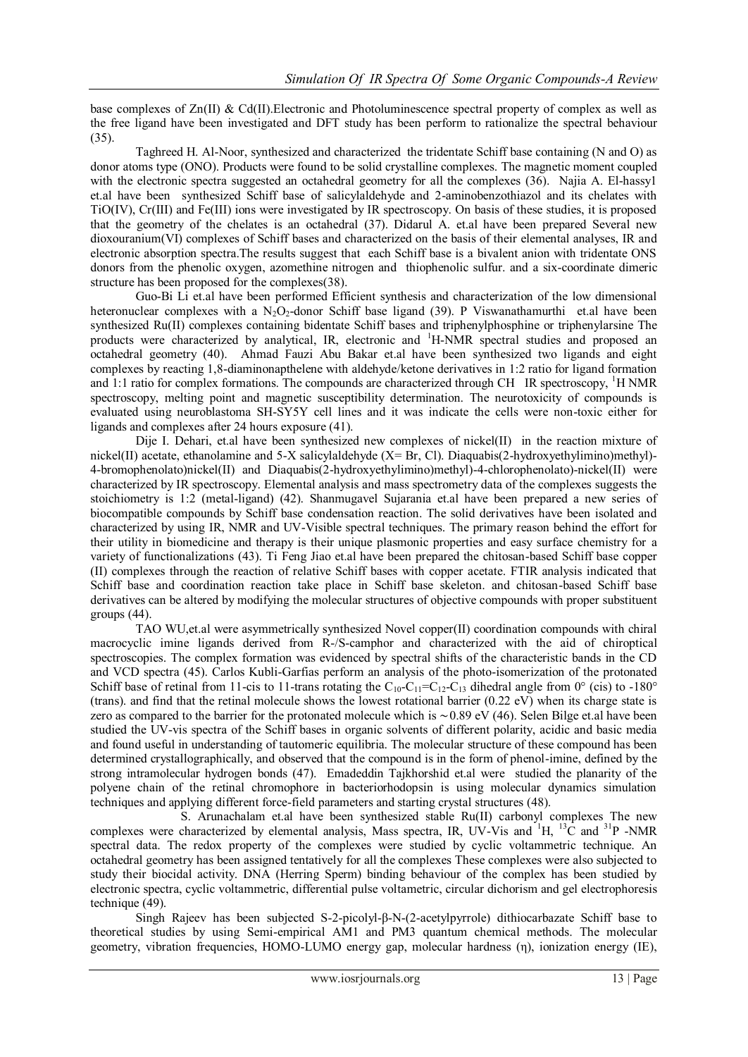base complexes of Zn(II) & Cd(II).Electronic and Photoluminescence spectral property of complex as well as the free ligand have been investigated and DFT study has been perform to rationalize the spectral behaviour (35).

Taghreed H. Al-Noor, synthesized and characterized the tridentate Schiff base containing (N and O) as donor atoms type (ONO). Products were found to be solid crystalline complexes. The magnetic moment coupled with the electronic spectra suggested an octahedral geometry for all the complexes (36). Najia A. El-hassy1 et.al have been synthesized Schiff base of salicylaldehyde and 2-aminobenzothiazol and its chelates with TiO(IV), Cr(III) and Fe(III) ions were investigated by IR spectroscopy. On basis of these studies, it is proposed that the geometry of the chelates is an octahedral (37). Didarul A. et.al have been prepared Several new dioxouranium(VI) complexes of Schiff bases and characterized on the basis of their elemental analyses, IR and electronic absorption spectra.The results suggest that each Schiff base is a bivalent anion with tridentate ONS donors from the phenolic oxygen, azomethine nitrogen and thiophenolic sulfur. and a six-coordinate dimeric structure has been proposed for the complexes(38).

Guo-Bi Li et.al have been performed Efficient synthesis and characterization of the low dimensional heteronuclear complexes with a $N_2O_2$-donor Schiff base ligand (39). P Viswanathamurthi et.al have been synthesized Ru(II) complexes containing bidentate Schiff bases and triphenylphosphine or triphenylarsine The products were characterized by analytical, IR, electronic and $^1$H-NMR spectral studies and proposed an octahedral geometry (40). Ahmad Fauzi Abu Bakar et.al have been synthesized two ligands and eight complexes by reacting 1,8-diaminonapthelene with aldehyde/ketone derivatives in 1:2 ratio for ligand formation and 1:1 ratio for complex formations. The compounds are characterized through CH IR spectroscopy, $^1$H NMR spectroscopy, melting point and magnetic susceptibility determination. The neurotoxicity of compounds is evaluated using neuroblastoma SH-SY5Y cell lines and it was indicate the cells were non-toxic either for ligands and complexes after 24 hours exposure (41).

Dije I. Dehari, et.al have been synthesized new complexes of nickel(II) in the reaction mixture of nickel(II) acetate, ethanolamine and 5-X salicylaldehyde (X= Br, Cl). Diaquabis(2-hydroxyethylimino)methyl)-4-bromophenolato)nickel(II) and Diaquabis(2-hydroxyethylimino)methyl)-4-chlorophenolato)-nickel(II) were characterized by IR spectroscopy. Elemental analysis and mass spectrometry data of the complexes suggests the stoichiometry is 1:2 (metal-ligand) (42). Shanmugavel Sujarania et.al have been prepared a new series of biocompatible compounds by Schiff base condensation reaction. The solid derivatives have been isolated and characterized by using IR, NMR and UV-Visible spectral techniques. The primary reason behind the effort for their utility in biomedicine and therapy is their unique plasmonic properties and easy surface chemistry for a variety of functionalizations (43). Ti Feng Jiao et.al have been prepared the chitosan-based Schiff base copper (II) complexes through the reaction of relative Schiff bases with copper acetate. FTIR analysis indicated that Schiff base and coordination reaction take place in Schiff base skeleton. and chitosan-based Schiff base derivatives can be altered by modifying the molecular structures of objective compounds with proper substituent groups (44).

TAO WU,et.al were asymmetrically synthesized Novel copper(II) coordination compounds with chiral macrocyclic imine ligands derived from R-/S-camphor and characterized with the aid of chiroptical spectroscopies. The complex formation was evidenced by spectral shifts of the characteristic bands in the CD and VCD spectra (45). Carlos Kubli-Garfias perform an analysis of the photo-isomerization of the protonated Schiff base of retinal from 11-cis to 11-trans rotating the $C_{10}$-$C_{11}$=$C_{12}$-$C_{13}$ dihedral angle from 0° (cis) to -180° (trans). and find that the retinal molecule shows the lowest rotational barrier (0.22 eV) when its charge state is zero as compared to the barrier for the protonated molecule which is ~0.89 eV (46). Selen Bilge et.al have been studied the UV-vis spectra of the Schiff bases in organic solvents of different polarity, acidic and basic media and found useful in understanding of tautomeric equilibria. The molecular structure of these compound has been determined crystallographically, and observed that the compound is in the form of phenol-imine, defined by the strong intramolecular hydrogen bonds (47). Emadeddin Tajkhorshid et.al were studied the planarity of the polyene chain of the retinal chromophore in bacteriorhodopsin is using molecular dynamics simulation techniques and applying different force-field parameters and starting crystal structures (48).

S. Arunachalam et.al have been synthesized stable Ru(II) carbonyl complexes The new complexes were characterized by elemental analysis, Mass spectra, IR, UV-Vis and $^1$H, $^{13}$C and $^{31}$P -NMR spectral data. The redox property of the complexes were studied by cyclic voltammetric technique. An octahedral geometry has been assigned tentatively for all the complexes These complexes were also subjected to study their biocidal activity. DNA (Herring Sperm) binding behaviour of the complex has been studied by electronic spectra, cyclic voltammetric, differential pulse voltametric, circular dichorism and gel electrophoresis technique (49).

Singh Rajeev has been subjected S-2-picolyl-β-N-(2-acetylpyrrole) dithiocarbazate Schiff base to theoretical studies by using Semi-empirical AM1 and PM3 quantum chemical methods. The molecular geometry, vibration frequencies, HOMO-LUMO energy gap, molecular hardness (η), ionization energy (IE),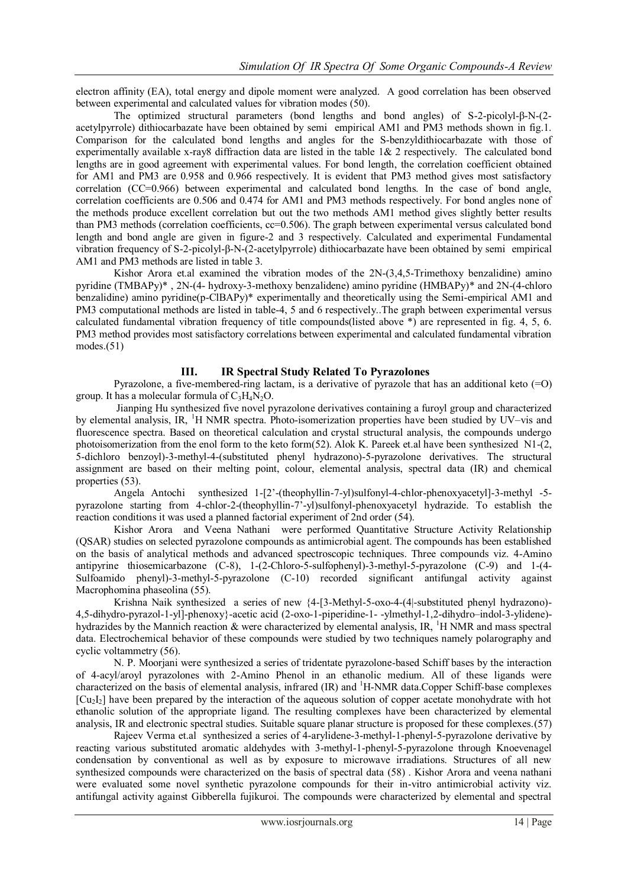electron affinity (EA), total energy and dipole moment were analyzed. A good correlation has been observed between experimental and calculated values for vibration modes (50).

The optimized structural parameters (bond lengths and bond angles) of S-2-picolyl-β-N-(2-acetylpyrrole) dithiocarbazate have been obtained by semi empirical AM1 and PM3 methods shown in fig.1. Comparison for the calculated bond lengths and angles for the S-benzyldithiocarbazate with those of experimentally available x-ray8 diffraction data are listed in the table 1& 2 respectively. The calculated bond lengths are in good agreement with experimental values. For bond length, the correlation coefficient obtained for AM1 and PM3 are 0.958 and 0.966 respectively. It is evident that PM3 method gives most satisfactory correlation (CC=0.966) between experimental and calculated bond lengths. In the case of bond angle, correlation coefficients are 0.506 and 0.474 for AM1 and PM3 methods respectively. For bond angles none of the methods produce excellent correlation but out the two methods AM1 method gives slightly better results than PM3 methods (correlation coefficients, cc=0.506). The graph between experimental versus calculated bond length and bond angle are given in figure-2 and 3 respectively. Calculated and experimental Fundamental vibration frequency of S-2-picolyl-β-N-(2-acetylpyrrole) dithiocarbazate have been obtained by semi empirical AM1 and PM3 methods are listed in table 3.

Kishor Arora et.al examined the vibration modes of the 2N-(3,4,5-Trimethoxy benzalidine) amino pyridine (TMBAPy)* , 2N-(4- hydroxy-3-methoxy benzalidene) amino pyridine (HMBAPy)* and 2N-(4-chloro benzalidine) amino pyridine(p-ClBAPy)* experimentally and theoretically using the Semi-empirical AM1 and PM3 computational methods are listed in table-4, 5 and 6 respectively..The graph between experimental versus calculated fundamental vibration frequency of title compounds(listed above *) are represented in fig. 4, 5, 6. PM3 method provides most satisfactory correlations between experimental and calculated fundamental vibration modes.(51)

## III. IR Spectral Study Related To Pyrazolones

Pyrazolone, a five-membered-ring lactam, is a derivative of pyrazole that has an additional keto (=O) group. It has a molecular formula of $C_3H_4N_2O$.

Jianping Hu synthesized five novel pyrazolone derivatives containing a furoyl group and characterized by elemental analysis, IR, $^1$H NMR spectra. Photo-isomerization properties have been studied by UV–vis and fluorescence spectra. Based on theoretical calculation and crystal structural analysis, the compounds undergo photoisomerization from the enol form to the keto form(52). Alok K. Pareek et.al have been synthesized N1-(2, 5-dichloro benzoyl)-3-methyl-4-(substituted phenyl hydrazono)-5-pyrazolone derivatives. The structural assignment are based on their melting point, colour, elemental analysis, spectral data (IR) and chemical properties (53).

Angela Antochi synthesized 1-[2'-(theophyllin-7-yl)sulfonyl-4-chlor-phenoxyacetyl]-3-methyl -5-pyrazolone starting from 4-chlor-2-(theophyllin-7'-yl)sulfonyl-phenoxyacetyl hydrazide. To establish the reaction conditions it was used a planned factorial experiment of 2nd order (54).

Kishor Arora and Veena Nathani were performed Quantitative Structure Activity Relationship (QSAR) studies on selected pyrazolone compounds as antimicrobial agent. The compounds has been established on the basis of analytical methods and advanced spectroscopic techniques. Three compounds viz. 4-Amino antipyrine thiosemicarbazone (C-8), 1-(2-Chloro-5-sulfophenyl)-3-methyl-5-pyrazolone (C-9) and 1-(4-Sulfoamido phenyl)-3-methyl-5-pyrazolone (C-10) recorded significant antifungal activity against Macrophomina phaseolina (55).

Krishna Naik synthesized a series of new {4-[3-Methyl-5-oxo-4-(4|-substituted phenyl hydrazono)-4,5-dihydro-pyrazol-1-yl]-phenoxy}-acetic acid (2-oxo-1-piperidine-1- -ylmethyl-1,2-dihydro–indol-3-ylidene)-hydrazides by the Mannich reaction & were characterized by elemental analysis, IR, $^1$H NMR and mass spectral data. Electrochemical behavior of these compounds were studied by two techniques namely polarography and cyclic voltammetry (56).

N. P. Moorjani were synthesized a series of tridentate pyrazolone-based Schiff bases by the interaction of 4-acyl/aroyl pyrazolones with 2-Amino Phenol in an ethanolic medium. All of these ligands were characterized on the basis of elemental analysis, infrared (IR) and $^1$H-NMR data.Copper Schiff-base complexes [$Cu_2I_2$] have been prepared by the interaction of the aqueous solution of copper acetate monohydrate with hot ethanolic solution of the appropriate ligand. The resulting complexes have been characterized by elemental analysis, IR and electronic spectral studies. Suitable square planar structure is proposed for these complexes.(57)

Rajeev Verma et.al synthesized a series of 4-arylidene-3-methyl-1-phenyl-5-pyrazolone derivative by reacting various substituted aromatic aldehydes with 3-methyl-1-phenyl-5-pyrazolone through Knoevenagel condensation by conventional as well as by exposure to microwave irradiations. Structures of all new synthesized compounds were characterized on the basis of spectral data (58) . Kishor Arora and veena nathani were evaluated some novel synthetic pyrazolone compounds for their in-vitro antimicrobial activity viz. antifungal activity against Gibberella fujikuroi. The compounds were characterized by elemental and spectral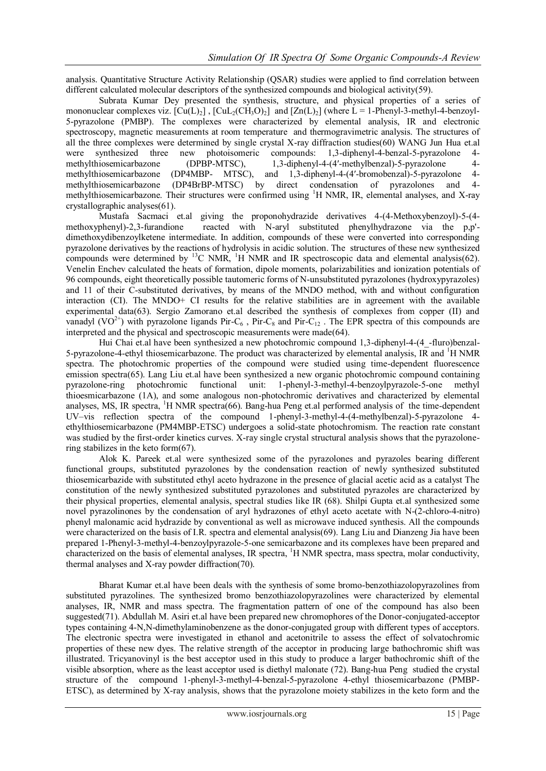analysis. Quantitative Structure Activity Relationship (QSAR) studies were applied to find correlation between different calculated molecular descriptors of the synthesized compounds and biological activity(59).

Subrata Kumar Dey presented the synthesis, structure, and physical properties of a series of mononuclear complexes viz. $[Cu(L)_2]$, $[CuL_2(CH_3O)_2]$ and $[Zn(L)_2]$ (where L = 1-Phenyl-3-methyl-4-benzoyl-5-pyrazolone (PMBP). The complexes were characterized by elemental analysis, IR and electronic spectroscopy, magnetic measurements at room temperature and thermogravimetric analysis. The structures of all the three complexes were determined by single crystal X-ray diffraction studies(60) WANG Jun Hua et.al were synthesized three new photoisomeric compounds: 1,3-diphenyl-4-benzal-5-pyrazolone 4-methylthiosemicarbazone (DPBP-MTSC), 1,3-diphenyl-4-(4′-methylbenzal)-5-pyrazolone 4-methylthiosemicarbazone (DP4MBP- MTSC), and 1,3-diphenyl-4-(4′-bromobenzal)-5-pyrazolone 4-methylthiosemicarbazone (DP4BrBP-MTSC) by direct condensation of pyrazolones and 4-methylthiosemicarbazone. Their structures were confirmed using $^1$H NMR, IR, elemental analyses, and X-ray crystallographic analyses(61).

Mustafa Sacmaci et.al giving the proponohydrazide derivatives 4-(4-Methoxybenzoyl)-5-(4-methoxyphenyl)-2,3-furandione reacted with N-aryl substituted phenylhydrazone via the p,p'-dimethoxydibenzoylketene intermediate. In addition, compounds of these were converted into corresponding pyrazolone derivatives by the reactions of hydrolysis in acidic solution. The structures of these new synthesized compounds were determined by $^{13}$C NMR, $^1$H NMR and IR spectroscopic data and elemental analysis(62). Venelin Enchev calculated the heats of formation, dipole moments, polarizabilities and ionization potentials of 96 compounds, eight theoretically possible tautomeric forms of N-unsubstituted pyrazolones (hydroxypyrazoles) and 11 of their C-substituted derivatives, by means of the MNDO method, with and without configuration interaction (CI). The MNDO+ CI results for the relative stabilities are in agreement with the available experimental data(63). Sergio Zamorano et.al described the synthesis of complexes from copper (II) and vanadyl ($VO^{2+}$) with pyrazolone ligands Pir-$C_6$ , Pir-$C_8$ and Pir-$C_{12}$ . The EPR spectra of this compounds are interpreted and the physical and spectroscopic measurements were made(64).

Hui Chai et.al have been synthesized a new photochromic compound 1,3-diphenyl-4-(4_-fluro)benzal-5-pyrazolone-4-ethyl thiosemicarbazone. The product was characterized by elemental analysis, IR and $^1$H NMR spectra. The photochromic properties of the compound were studied using time-dependent fluorescence emission spectra(65). Lang Liu et.al have been synthesized a new organic photochromic compound containing pyrazolone-ring photochromic functional unit: 1-phenyl-3-methyl-4-benzoylpyrazole-5-one methyl thioesmicarbazone (1A), and some analogous non-photochromic derivatives and characterized by elemental analyses, MS, IR spectra, $^1$H NMR spectra(66). Bang-hua Peng et.al performed analysis of the time-dependent UV–vis reflection spectra of the compound 1-phenyl-3-methyl-4-(4-methylbenzal)-5-pyrazolone 4-ethylthiosemicarbazone (PM4MBP-ETSC) undergoes a solid-state photochromism. The reaction rate constant was studied by the first-order kinetics curves. X-ray single crystal structural analysis shows that the pyrazolone-ring stabilizes in the keto form(67).

Alok K. Pareek et.al were synthesized some of the pyrazolones and pyrazoles bearing different functional groups, substituted pyrazolones by the condensation reaction of newly synthesized substituted thiosemicarbazide with substituted ethyl aceto hydrazone in the presence of glacial acetic acid as a catalyst The constitution of the newly synthesized substituted pyrazolones and substituted pyrazoles are characterized by their physical properties, elemental analysis, spectral studies like IR (68). Shilpi Gupta et.al synthesized some novel pyrazolinones by the condensation of aryl hydrazones of ethyl aceto acetate with N-(2-chloro-4-nitro) phenyl malonamic acid hydrazide by conventional as well as microwave induced synthesis. All the compounds were characterized on the basis of I.R. spectra and elemental analysis(69). Lang Liu and Dianzeng Jia have been prepared 1-Phenyl-3-methyl-4-benzoylpyrazole-5-one semicarbazone and its complexes have been prepared and characterized on the basis of elemental analyses, IR spectra, $^1$H NMR spectra, mass spectra, molar conductivity, thermal analyses and X-ray powder diffraction(70).

Bharat Kumar et.al have been deals with the synthesis of some bromo-benzothiazolopyrazolines from substituted pyrazolines. The synthesized bromo benzothiazolopyrazolines were characterized by elemental analyses, IR, NMR and mass spectra. The fragmentation pattern of one of the compound has also been suggested(71). Abdullah M. Asiri et.al have been prepared new chromophores of the Donor-conjugated-acceptor types containing 4-N,N-dimethylaminobenzene as the donor-conjugated group with different types of acceptors. The electronic spectra were investigated in ethanol and acetonitrile to assess the effect of solvatochromic properties of these new dyes. The relative strength of the acceptor in producing large bathochromic shift was illustrated. Tricyanovinyl is the best acceptor used in this study to produce a larger bathochromic shift of the visible absorption, where as the least acceptor used is diethyl malonate (72). Bang-hua Peng studied the crystal structure of the compound 1-phenyl-3-methyl-4-benzal-5-pyrazolone 4-ethyl thiosemicarbazone (PMBP-ETSC), as determined by X-ray analysis, shows that the pyrazolone moiety stabilizes in the keto form and the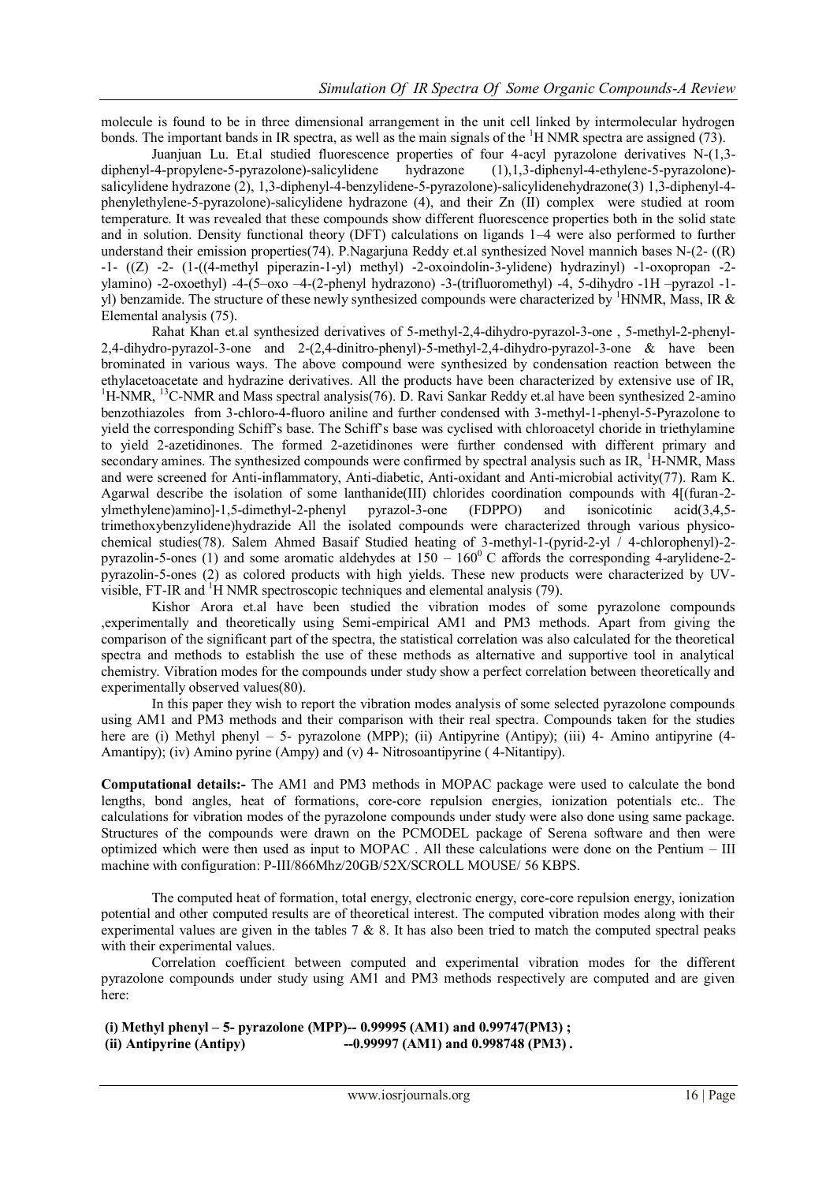molecule is found to be in three dimensional arrangement in the unit cell linked by intermolecular hydrogen bonds. The important bands in IR spectra, as well as the main signals of the $^{1}$H NMR spectra are assigned (73).

Juanjuan Lu. Et.al studied fluorescence properties of four 4-acyl pyrazolone derivatives N-(1,3-diphenyl-4-propylene-5-pyrazolone)-salicylidene hydrazone (1),1,3-diphenyl-4-ethylene-5-pyrazolone)-salicylidene hydrazone (2), 1,3-diphenyl-4-benzylidene-5-pyrazolone)-salicylidenehydrazone(3) 1,3-diphenyl-4-phenylethylene-5-pyrazolone)-salicylidene hydrazone (4), and their Zn (II) complex were studied at room temperature. It was revealed that these compounds show different fluorescence properties both in the solid state and in solution. Density functional theory (DFT) calculations on ligands 1–4 were also performed to further understand their emission properties(74). P.Nagarjuna Reddy et.al synthesized Novel mannich bases N-(2- ((R) -1- ((Z) -2- (1-((4-methyl piperazin-1-yl) methyl) -2-oxoindolin-3-ylidene) hydrazinyl) -1-oxopropan -2-ylamino) -2-oxoethyl) -4-(5–oxo –4-(2-phenyl hydrazono) -3-(trifluoromethyl) -4, 5-dihydro -1H –pyrazol -1-yl) benzamide. The structure of these newly synthesized compounds were characterized by $^{1}$HNMR, Mass, IR & Elemental analysis (75).

Rahat Khan et.al synthesized derivatives of 5-methyl-2,4-dihydro-pyrazol-3-one , 5-methyl-2-phenyl-2,4-dihydro-pyrazol-3-one and 2-(2,4-dinitro-phenyl)-5-methyl-2,4-dihydro-pyrazol-3-one & have been brominated in various ways. The above compound were synthesized by condensation reaction between the ethylacetoacetate and hydrazine derivatives. All the products have been characterized by extensive use of IR, $^{1}$H-NMR, $^{13}$C-NMR and Mass spectral analysis(76). D. Ravi Sankar Reddy et.al have been synthesized 2-amino benzothiazoles from 3-chloro-4-fluoro aniline and further condensed with 3-methyl-1-phenyl-5-Pyrazolone to yield the corresponding Schiff's base. The Schiff's base was cyclised with chloroacetyl choride in triethylamine to yield 2-azetidinones. The formed 2-azetidinones were further condensed with different primary and secondary amines. The synthesized compounds were confirmed by spectral analysis such as IR, $^{1}$H-NMR, Mass and were screened for Anti-inflammatory, Anti-diabetic, Anti-oxidant and Anti-microbial activity(77). Ram K. Agarwal describe the isolation of some lanthanide(III) chlorides coordination compounds with 4[(furan-2-ylmethylene)amino]-1,5-dimethyl-2-phenyl pyrazol-3-one (FDPPO) and isonicotinic acid(3,4,5-trimethoxybenzylidene)hydrazide All the isolated compounds were characterized through various physico-chemical studies(78). Salem Ahmed Basaif Studied heating of 3-methyl-1-(pyrid-2-yl / 4-chlorophenyl)-2-pyrazolin-5-ones (1) and some aromatic aldehydes at 150 – 160$^{0}$ C affords the corresponding 4-arylidene-2-pyrazolin-5-ones (2) as colored products with high yields. These new products were characterized by UV-visible, FT-IR and $^{1}$H NMR spectroscopic techniques and elemental analysis (79).

Kishor Arora et.al have been studied the vibration modes of some pyrazolone compounds ,experimentally and theoretically using Semi-empirical AM1 and PM3 methods. Apart from giving the comparison of the significant part of the spectra, the statistical correlation was also calculated for the theoretical spectra and methods to establish the use of these methods as alternative and supportive tool in analytical chemistry. Vibration modes for the compounds under study show a perfect correlation between theoretically and experimentally observed values(80).

In this paper they wish to report the vibration modes analysis of some selected pyrazolone compounds using AM1 and PM3 methods and their comparison with their real spectra. Compounds taken for the studies here are (i) Methyl phenyl – 5- pyrazolone (MPP); (ii) Antipyrine (Antipy); (iii) 4- Amino antipyrine (4-Amantipy); (iv) Amino pyrine (Ampy) and (v) 4- Nitrosoantipyrine ( 4-Nitantipy).

**Computational details:-** The AM1 and PM3 methods in MOPAC package were used to calculate the bond lengths, bond angles, heat of formations, core-core repulsion energies, ionization potentials etc.. The calculations for vibration modes of the pyrazolone compounds under study were also done using same package. Structures of the compounds were drawn on the PCMODEL package of Serena software and then were optimized which were then used as input to MOPAC . All these calculations were done on the Pentium – III machine with configuration: P-III/866Mhz/20GB/52X/SCROLL MOUSE/ 56 KBPS.

The computed heat of formation, total energy, electronic energy, core-core repulsion energy, ionization potential and other computed results are of theoretical interest. The computed vibration modes along with their experimental values are given in the tables 7 & 8. It has also been tried to match the computed spectral peaks with their experimental values.

Correlation coefficient between computed and experimental vibration modes for the different pyrazolone compounds under study using AM1 and PM3 methods respectively are computed and are given here:

**(i) Methyl phenyl – 5- pyrazolone (MPP)-- 0.99995 (AM1) and 0.99747(PM3) ;**
**(ii) Antipyrine (Antipy) --0.99997 (AM1) and 0.998748 (PM3) .**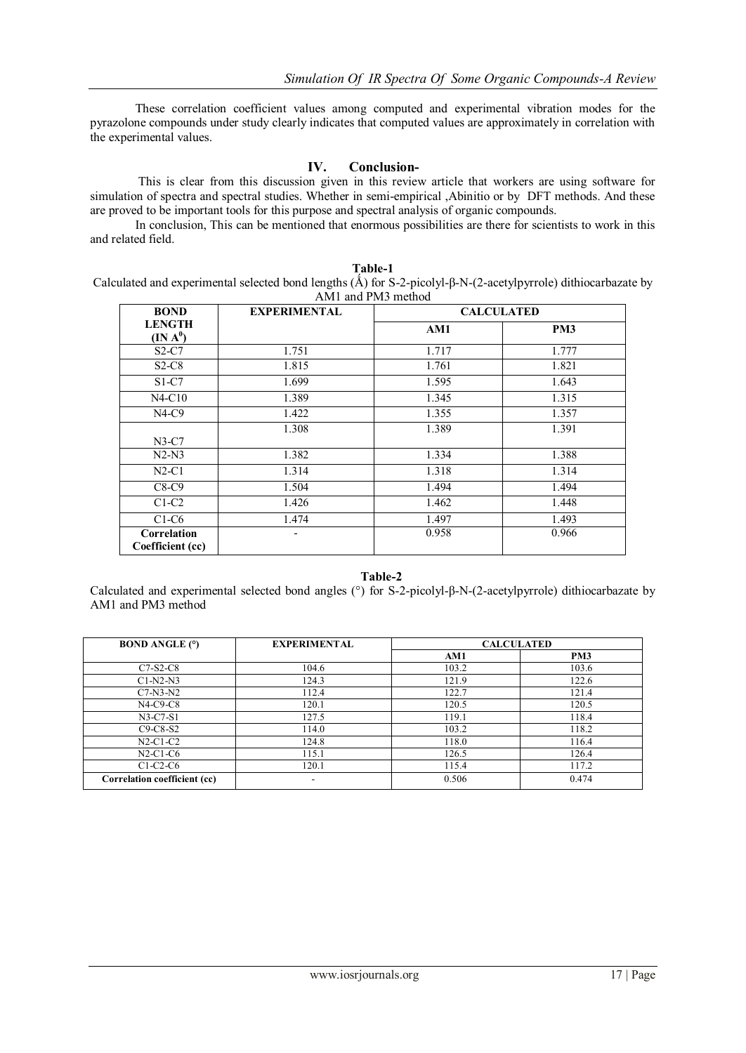These correlation coefficient values among computed and experimental vibration modes for the pyrazolone compounds under study clearly indicates that computed values are approximately in correlation with the experimental values.

## IV. Conclusion-

This is clear from this discussion given in this review article that workers are using software for simulation of spectra and spectral studies. Whether in semi-empirical ,Abinitio or by DFT methods. And these are proved to be important tools for this purpose and spectral analysis of organic compounds.

In conclusion, This can be mentioned that enormous possibilities are there for scientists to work in this and related field.

**Table-1**

Calculated and experimental selected bond lengths (Å) for S-2-picolyl-β-N-(2-acetylpyrrole) dithiocarbazate by AM1 and PM3 method

| BOND LENGTH (IN $A^0$) | EXPERIMENTAL | CALCULATED | |
|---|---|---|---|
| | | AM1 | PM3 |
| S2-C7 | 1.751 | 1.717 | 1.777 |
| S2-C8 | 1.815 | 1.761 | 1.821 |
| S1-C7 | 1.699 | 1.595 | 1.643 |
| N4-C10 | 1.389 | 1.345 | 1.315 |
| N4-C9 | 1.422 | 1.355 | 1.357 |
| N3-C7 | 1.308 | 1.389 | 1.391 |
| N2-N3 | 1.382 | 1.334 | 1.388 |
| N2-C1 | 1.314 | 1.318 | 1.314 |
| C8-C9 | 1.504 | 1.494 | 1.494 |
| C1-C2 | 1.426 | 1.462 | 1.448 |
| C1-C6 | 1.474 | 1.497 | 1.493 |
| **Correlation Coefficient (cc)** | - | 0.958 | 0.966 |

**Table-2**

Calculated and experimental selected bond angles (°) for S-2-picolyl-β-N-(2-acetylpyrrole) dithiocarbazate by AM1 and PM3 method

| BOND ANGLE (°) | EXPERIMENTAL | CALCULATED | |
|---|---|---|---|
| | | AM1 | PM3 |
| C7-S2-C8 | 104.6 | 103.2 | 103.6 |
| C1-N2-N3 | 124.3 | 121.9 | 122.6 |
| C7-N3-N2 | 112.4 | 122.7 | 121.4 |
| N4-C9-C8 | 120.1 | 120.5 | 120.5 |
| N3-C7-S1 | 127.5 | 119.1 | 118.4 |
| C9-C8-S2 | 114.0 | 103.2 | 118.2 |
| N2-C1-C2 | 124.8 | 118.0 | 116.4 |
| N2-C1-C6 | 115.1 | 126.5 | 126.4 |
| C1-C2-C6 | 120.1 | 115.4 | 117.2 |
| **Correlation coefficient (cc)** | - | 0.506 | 0.474 |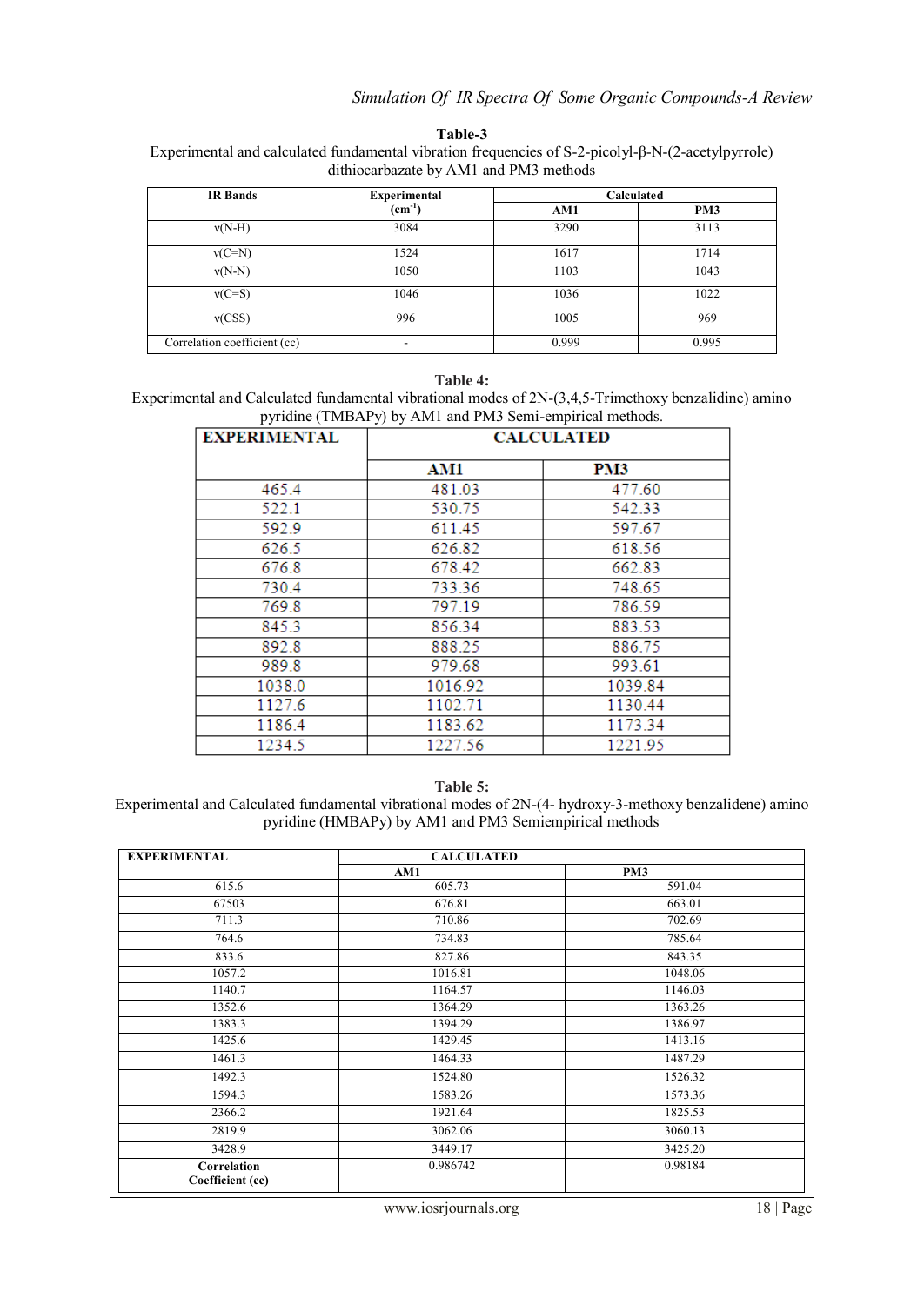**Table-3**

Experimental and calculated fundamental vibration frequencies of S-2-picolyl-β-N-(2-acetylpyrrole) dithiocarbazate by AM1 and PM3 methods

| IR Bands | Experimental ($cm^{-1}$) | Calculated | |
|---|---|---|---|
| | | AM1 | PM3 |
| ν(N-H) | 3084 | 3290 | 3113 |
| ν(C=N) | 1524 | 1617 | 1714 |
| ν(N-N) | 1050 | 1103 | 1043 |
| ν(C=S) | 1046 | 1036 | 1022 |
| ν(CSS) | 996 | 1005 | 969 |
| Correlation coefficient (cc) | - | 0.999 | 0.995 |

**Table 4:**

Experimental and Calculated fundamental vibrational modes of 2N-(3,4,5-Trimethoxy benzalidine) amino pyridine (TMBAPy) by AM1 and PM3 Semi-empirical methods.

| EXPERIMENTAL | CALCULATED | |
|---|---|---|
| | AM1 | PM3 |
| 465.4 | 481.03 | 477.60 |
| 522.1 | 530.75 | 542.33 |
| 592.9 | 611.45 | 597.67 |
| 626.5 | 626.82 | 618.56 |
| 676.8 | 678.42 | 662.83 |
| 730.4 | 733.36 | 748.65 |
| 769.8 | 797.19 | 786.59 |
| 845.3 | 856.34 | 883.53 |
| 892.8 | 888.25 | 886.75 |
| 989.8 | 979.68 | 993.61 |
| 1038.0 | 1016.92 | 1039.84 |
| 1127.6 | 1102.71 | 1130.44 |
| 1186.4 | 1183.62 | 1173.34 |
| 1234.5 | 1227.56 | 1221.95 |

**Table 5:**

Experimental and Calculated fundamental vibrational modes of 2N-(4- hydroxy-3-methoxy benzalidene) amino pyridine (HMBAPy) by AM1 and PM3 Semiempirical methods

| EXPERIMENTAL | CALCULATED | |
|---|---|---|
| | AM1 | PM3 |
| 615.6 | 605.73 | 591.04 |
| 67503 | 676.81 | 663.01 |
| 711.3 | 710.86 | 702.69 |
| 764.6 | 734.83 | 785.64 |
| 833.6 | 827.86 | 843.35 |
| 1057.2 | 1016.81 | 1048.06 |
| 1140.7 | 1164.57 | 1146.03 |
| 1352.6 | 1364.29 | 1363.26 |
| 1383.3 | 1394.29 | 1386.97 |
| 1425.6 | 1429.45 | 1413.16 |
| 1461.3 | 1464.33 | 1487.29 |
| 1492.3 | 1524.80 | 1526.32 |
| 1594.3 | 1583.26 | 1573.36 |
| 2366.2 | 1921.64 | 1825.53 |
| 2819.9 | 3062.06 | 3060.13 |
| 3428.9 | 3449.17 | 3425.20 |
| **Correlation Coefficient (cc)** | 0.986742 | 0.98184 |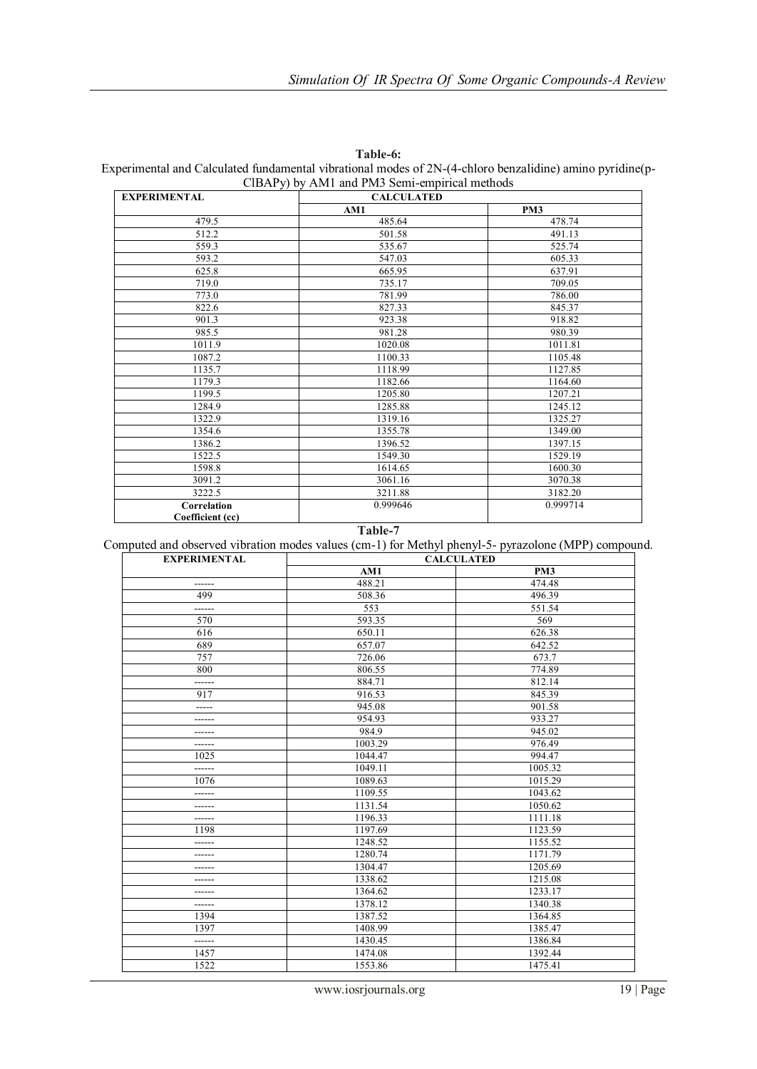**Table-6:**

Experimental and Calculated fundamental vibrational modes of 2N-(4-chloro benzalidine) amino pyridine(p-ClBAPy) by AM1 and PM3 Semi-empirical methods

| EXPERIMENTAL | CALCULATED | |
|---|---|---|
| | AM1 | PM3 |
| 479.5 | 485.64 | 478.74 |
| 512.2 | 501.58 | 491.13 |
| 559.3 | 535.67 | 525.74 |
| 593.2 | 547.03 | 605.33 |
| 625.8 | 665.95 | 637.91 |
| 719.0 | 735.17 | 709.05 |
| 773.0 | 781.99 | 786.00 |
| 822.6 | 827.33 | 845.37 |
| 901.3 | 923.38 | 918.82 |
| 985.5 | 981.28 | 980.39 |
| 1011.9 | 1020.08 | 1011.81 |
| 1087.2 | 1100.33 | 1105.48 |
| 1135.7 | 1118.99 | 1127.85 |
| 1179.3 | 1182.66 | 1164.60 |
| 1199.5 | 1205.80 | 1207.21 |
| 1284.9 | 1285.88 | 1245.12 |
| 1322.9 | 1319.16 | 1325.27 |
| 1354.6 | 1355.78 | 1349.00 |
| 1386.2 | 1396.52 | 1397.15 |
| 1522.5 | 1549.30 | 1529.19 |
| 1598.8 | 1614.65 | 1600.30 |
| 3091.2 | 3061.16 | 3070.38 |
| 3222.5 | 3211.88 | 3182.20 |
| Correlation Coefficient (cc) | 0.999646 | 0.999714 |

**Table-7**

Computed and observed vibration modes values (cm-1) for Methyl phenyl-5- pyrazolone (MPP) compound.

| EXPERIMENTAL | CALCULATED | |
|---|---|---|
| | AM1 | PM3 |
| ------ | 488.21 | 474.48 |
| 499 | 508.36 | 496.39 |
| ------ | 553 | 551.54 |
| 570 | 593.35 | 569 |
| 616 | 650.11 | 626.38 |
| 689 | 657.07 | 642.52 |
| 757 | 726.06 | 673.7 |
| 800 | 806.55 | 774.89 |
| ------ | 884.71 | 812.14 |
| 917 | 916.53 | 845.39 |
| ----- | 945.08 | 901.58 |
| ------ | 954.93 | 933.27 |
| ------ | 984.9 | 945.02 |
| ------ | 1003.29 | 976.49 |
| 1025 | 1044.47 | 994.47 |
| ------ | 1049.11 | 1005.32 |
| 1076 | 1089.63 | 1015.29 |
| ------ | 1109.55 | 1043.62 |
| ------ | 1131.54 | 1050.62 |
| ------ | 1196.33 | 1111.18 |
| 1198 | 1197.69 | 1123.59 |
| ------ | 1248.52 | 1155.52 |
| ------ | 1280.74 | 1171.79 |
| ------ | 1304.47 | 1205.69 |
| ------ | 1338.62 | 1215.08 |
| ------ | 1364.62 | 1233.17 |
| ------ | 1378.12 | 1340.38 |
| 1394 | 1387.52 | 1364.85 |
| 1397 | 1408.99 | 1385.47 |
| ------ | 1430.45 | 1386.84 |
| 1457 | 1474.08 | 1392.44 |
| 1522 | 1553.86 | 1475.41 |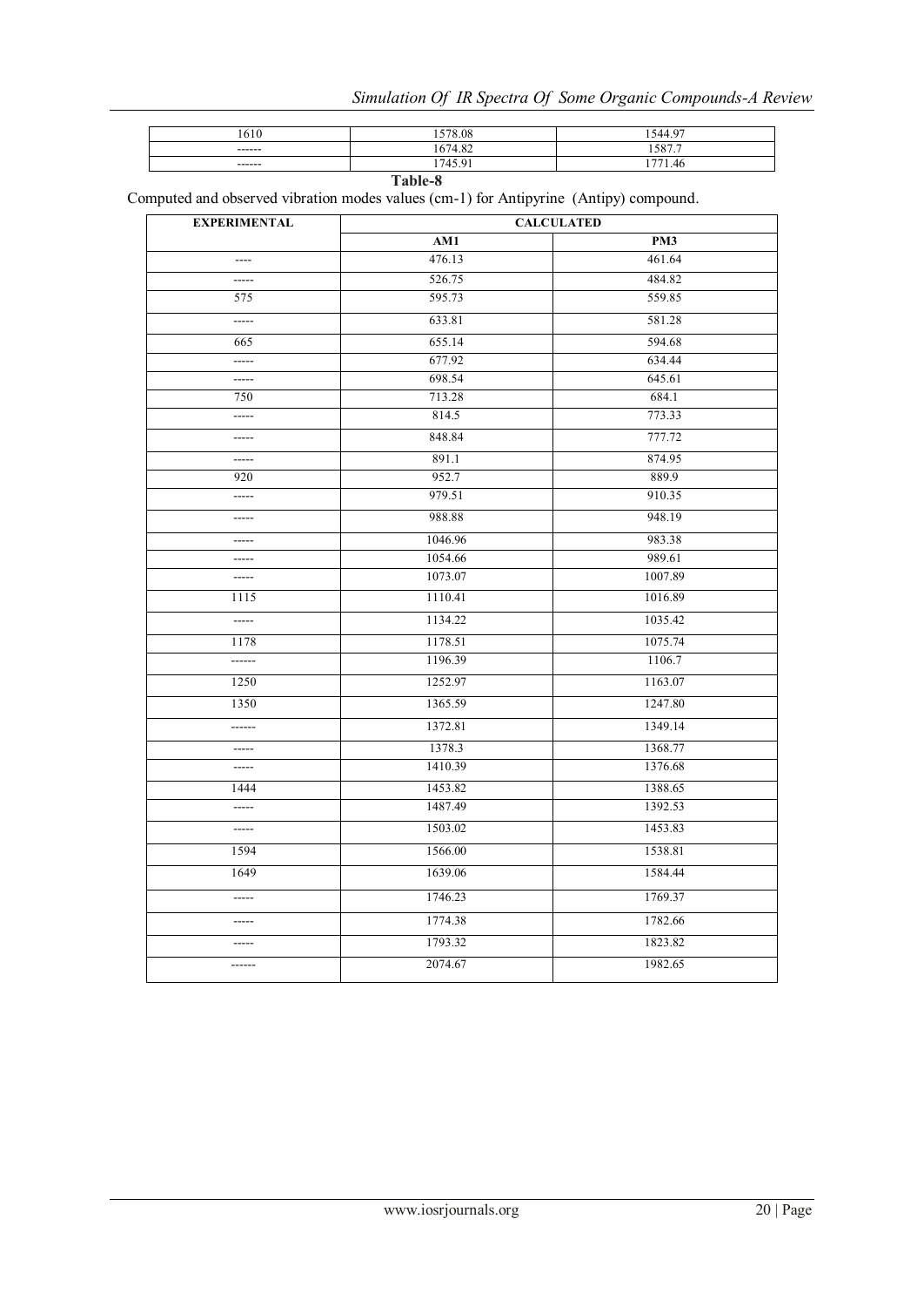| 1610 | 1578.08 | 1544.97 |
|---|---|---|
| ------ | 1674.82 | 1587.7 |
| ------ | 1745.91 | 1771.46 |

**Table-8**

Computed and observed vibration modes values (cm-1) for Antipyrine (Antipy) compound.

| EXPERIMENTAL | CALCULATED | |
|---|---|---|
| | AM1 | PM3 |
| ---- | 476.13 | 461.64 |
| ----- | 526.75 | 484.82 |
| 575 | 595.73 | 559.85 |
| ----- | 633.81 | 581.28 |
| 665 | 655.14 | 594.68 |
| ----- | 677.92 | 634.44 |
| ----- | 698.54 | 645.61 |
| 750 | 713.28 | 684.1 |
| ----- | 814.5 | 773.33 |
| ----- | 848.84 | 777.72 |
| ----- | 891.1 | 874.95 |
| 920 | 952.7 | 889.9 |
| ----- | 979.51 | 910.35 |
| ----- | 988.88 | 948.19 |
| ----- | 1046.96 | 983.38 |
| ----- | 1054.66 | 989.61 |
| ----- | 1073.07 | 1007.89 |
| 1115 | 1110.41 | 1016.89 |
| ----- | 1134.22 | 1035.42 |
| 1178 | 1178.51 | 1075.74 |
| ------ | 1196.39 | 1106.7 |
| 1250 | 1252.97 | 1163.07 |
| 1350 | 1365.59 | 1247.80 |
| ------ | 1372.81 | 1349.14 |
| ----- | 1378.3 | 1368.77 |
| ----- | 1410.39 | 1376.68 |
| 1444 | 1453.82 | 1388.65 |
| ----- | 1487.49 | 1392.53 |
| ----- | 1503.02 | 1453.83 |
| 1594 | 1566.00 | 1538.81 |
| 1649 | 1639.06 | 1584.44 |
| ----- | 1746.23 | 1769.37 |
| ----- | 1774.38 | 1782.66 |
| ----- | 1793.32 | 1823.82 |
| ------ | 2074.67 | 1982.65 |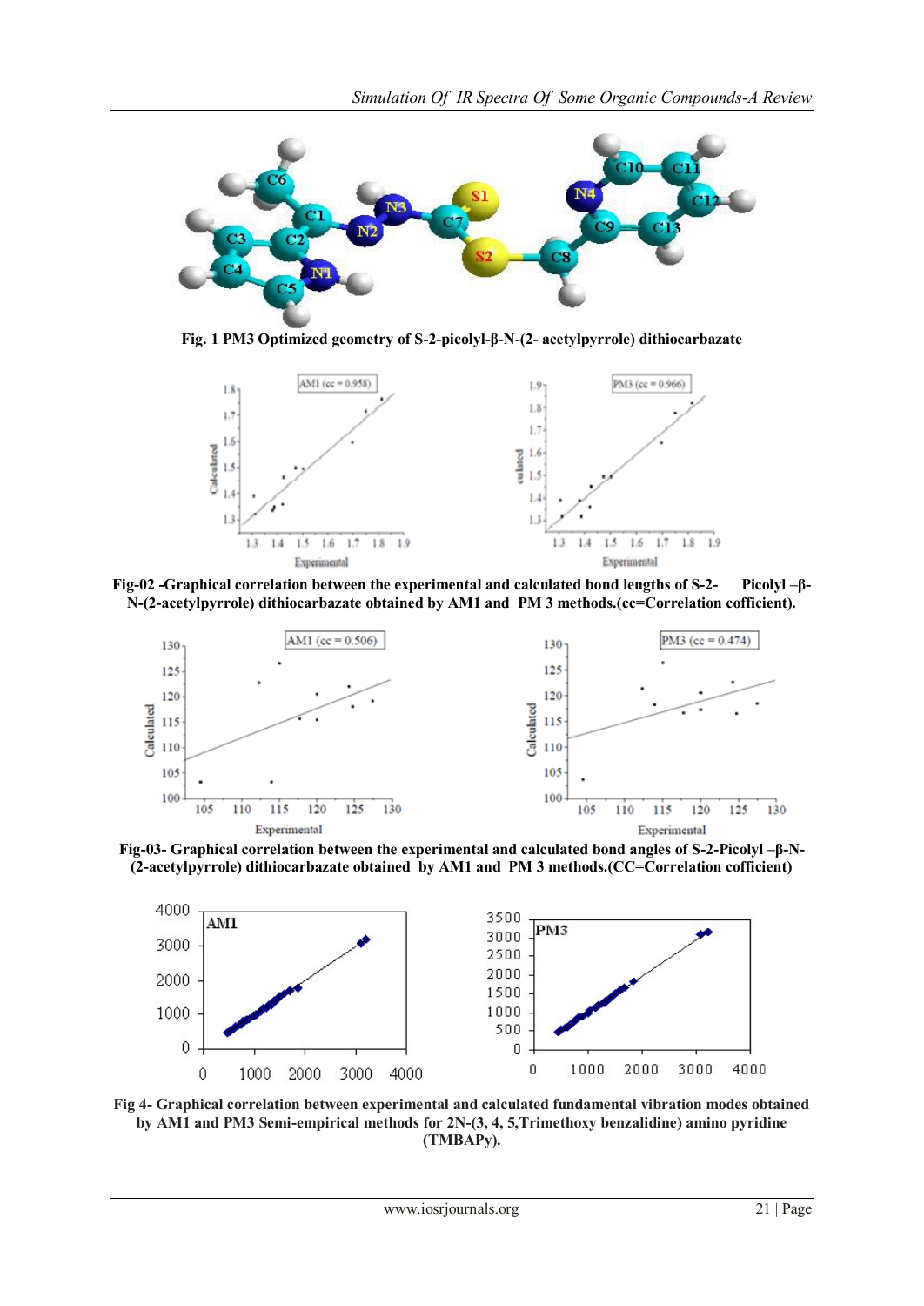Fig. 1 PM3 Optimized geometry of S-2-picolyl-β-N-(2- acetylpyrrole) dithiocarbazate

Fig-02 -Graphical correlation between the experimental and calculated bond lengths of S-2- Picolyl –β-N-(2-acetylpyrrole) dithiocarbazate obtained by AM1 and PM 3 methods.(cc=Correlation cofficient).

Fig-03- Graphical correlation between the experimental and calculated bond angles of S-2-Picolyl –β-N-(2-acetylpyrrole) dithiocarbazate obtained by AM1 and PM 3 methods.(CC=Correlation cofficient)

Fig 4- Graphical correlation between experimental and calculated fundamental vibration modes obtained by AM1 and PM3 Semi-empirical methods for 2N-(3, 4, 5,Trimethoxy benzalidine) amino pyridine (TMBAPy).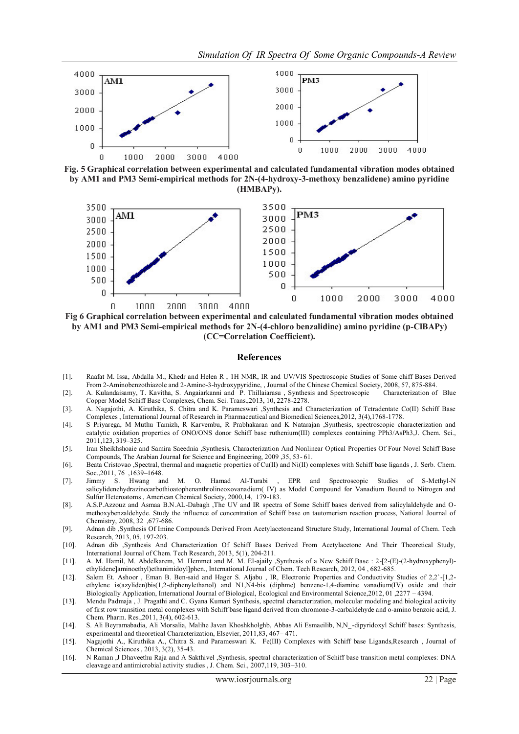Fig. 5 Graphical correlation between experimental and calculated fundamental vibration modes obtained by AM1 and PM3 Semi-empirical methods for 2N-(4-hydroxy-3-methoxy benzalidene) amino pyridine (HMBAPy).

Fig 6 Graphical correlation between experimental and calculated fundamental vibration modes obtained by AM1 and PM3 Semi-empirical methods for 2N-(4-chloro benzalidine) amino pyridine (p-ClBAPy) (CC=Correlation Coefficient).

## References

[1]. Raafat M. Issa, Abdalla M., Khedr and Helen R , 1H NMR, IR and UV/VIS Spectroscopic Studies of Some chiff Bases Derived From 2-Aminobenzothiazole and 2-Amino-3-hydroxypyridine, , Journal of the Chinese Chemical Society, 2008, 57, 875-884.

[2]. A. Kulandaisamy, T. Kavitha, S. Angaiarkanni and P. Thillaiarasu , Synthesis and Spectroscopic Characterization of Blue Copper Model Schiff Base Complexes, Chem. Sci. Trans.,2013, 10, 2278-2278.

[3]. A. Nagajothi, A. Kiruthika, S. Chitra and K. Parameswari ,Synthesis and Characterization of Tetradentate Co(II) Schiff Base Complexes , International Journal of Research in Pharmaceutical and Biomedical Sciences,2012, 3(4),1768-1778.

[4]. S Priyarega, M Muthu Tamizh, R Karvembu, R Prabhakaran and K Natarajan ,Synthesis, spectroscopic characterization and catalytic oxidation properties of ONO/ONS donor Schiff base ruthenium(III) complexes containing PPh3/AsPh3,J. Chem. Sci., 2011,123, 319–325.

[5]. Iran Sheikhshoaie and Samira Saeednia ,Synthesis, Characterization And Nonlinear Optical Properties Of Four Novel Schiff Base Compounds, The Arabian Journal for Science and Engineering, 2009 ,35, 53- 61.

[6]. Beata Cristovao ,Spectral, thermal and magnetic properties of Cu(II) and Ni(II) complexes with Schiff base ligands , J. Serb. Chem. Soc.,2011, 76 ,1639–1648.

[7]. Jimmy S. Hwang and M. O. Hamad Al-Turabi , EPR and Spectroscopic Studies of S-Methyl-N salicylidenehydrazinecarbothioatophenanthrolineoxovanadium( IV) as Model Compound for Vanadium Bound to Nitrogen and Sulfur Heteroatoms , American Chemical Society, 2000,14, 179-183.

[8]. A.S.P.Azzouz and Asmaa B.N.AL-Dabagh ,The UV and IR spectra of Some Schiff bases derived from salicylaldehyde and O-methoxybenzaldehyde. Study the influence of concentration of Schiff base on tautomerism reaction process, National Journal of Chemistry, 2008, 32 ,677-686.

[9]. Adnan dib ,Synthesis Of Imine Compounds Derived From Acetylacetoneand Structure Study, International Journal of Chem. Tech Research, 2013, 05, 197-203.

[10]. Adnan dib ,Synthesis And Characterization Of Schiff Bases Derived From Acetylacetone And Their Theoretical Study, International Journal of Chem. Tech Research, 2013, 5(1), 204-211.

[11]. A. M. Hamil, M. Abdelkarem, M. Hemmet and M. M. El-ajaily ,Synthesis of a New Schiff Base : 2-[2-(E)-(2-hydroxyphenyl)-ethylidene]aminoethyl)ethanimidoyl]phen., International Journal of Chem. Tech Research, 2012, 04 , 682-685.

[12]. Salem Et. Ashoor , Eman B. Ben-said and Hager S. Aljabu , IR, Electronic Properties and Conductivity Studies of 2,2`-[1,2-ethylene is(azyliden)bis(1,2-diphenylethanol) and N1,N4-bis (diphme) benzene-1,4-diamine vanadium(IV) oxide and their Biologically Application, International Journal of Biological, Ecological and Environmental Science,2012, 01 ,2277 – 4394.

[13]. Mendu Padmaja , J. Pragathi and C. Gyana Kumari Synthesis, spectral characterization, molecular modeling and biological activity of first row transition metal complexes with Schiff base ligand derived from chromone-3-carbaldehyde and o-amino benzoic acid, J. Chem. Pharm. Res.,2011, 3(4), 602-613.

[14]. S. Ali Beyramabadia, Ali Morsalia, Malihe Javan Khoshkholghb, Abbas Ali Esmaeilib, N,N_-dipyridoxyl Schiff bases: Synthesis, experimental and theoretical Characterization, Elsevier, 2011,83, 467– 471.

[15]. Nagajothi A., Kiruthika A., Chitra S. and Parameswari K. Fe(III) Complexes with Schiff base Ligands,Research , Journal of Chemical Sciences , 2013, 3(2), 35-43.

[16]. N Raman ,J Dhaveethu Raja and A Sakthivel ,Synthesis, spectral characterization of Schiff base transition metal complexes: DNA cleavage and antimicrobial activity studies , J. Chem. Sci., 2007,119, 303–310.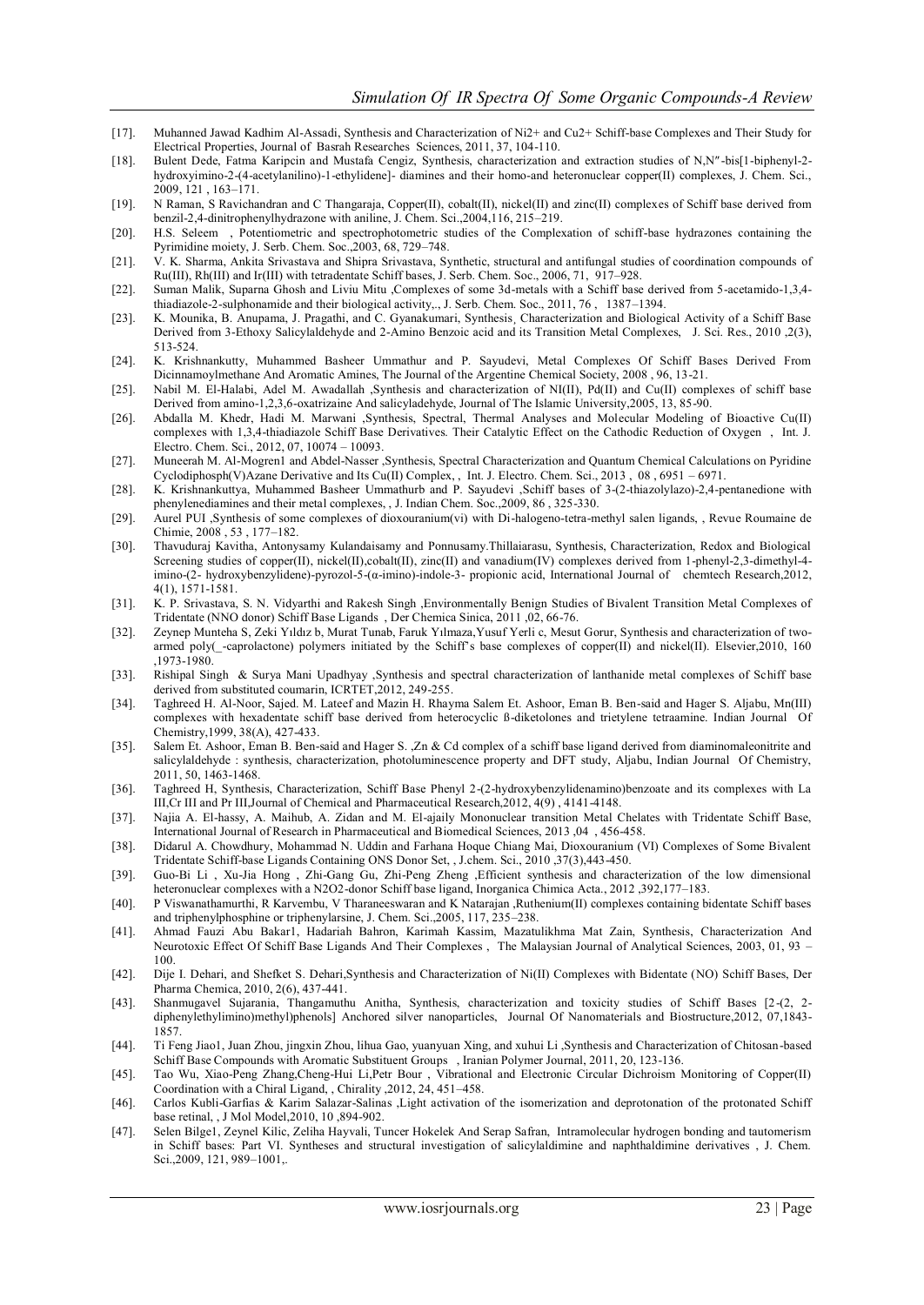[17]. Muhanned Jawad Kadhim Al-Assadi, Synthesis and Characterization of Ni2+ and Cu2+ Schiff-base Complexes and Their Study for Electrical Properties, Journal of Basrah Researches Sciences, 2011, 37, 104-110.

[18]. Bulent Dede, Fatma Karipcin and Mustafa Cengiz, Synthesis, characterization and extraction studies of N,N″-bis[1-biphenyl-2-hydroxyimino-2-(4-acetylanilino)-1-ethylidene]- diamines and their homo-and heteronuclear copper(II) complexes, J. Chem. Sci., 2009, 121 , 163–171.

[19]. N Raman, S Ravichandran and C Thangaraja, Copper(II), cobalt(II), nickel(II) and zinc(II) complexes of Schiff base derived from benzil-2,4-dinitrophenylhydrazone with aniline, J. Chem. Sci.,2004,116, 215–219.

[20]. H.S. Seleem , Potentiometric and spectrophotometric studies of the Complexation of schiff-base hydrazones containing the Pyrimidine moiety, J. Serb. Chem. Soc.,2003, 68, 729–748.

[21]. V. K. Sharma, Ankita Srivastava and Shipra Srivastava, Synthetic, structural and antifungal studies of coordination compounds of Ru(III), Rh(III) and Ir(III) with tetradentate Schiff bases, J. Serb. Chem. Soc., 2006, 71, 917–928.

[22]. Suman Malik, Suparna Ghosh and Liviu Mitu ,Complexes of some 3d-metals with a Schiff base derived from 5-acetamido-1,3,4-thiadiazole-2-sulphonamide and their biological activity,., J. Serb. Chem. Soc., 2011, 76 , 1387–1394.

[23]. K. Mounika, B. Anupama, J. Pragathi, and C. Gyanakumari, Synthesis¸ Characterization and Biological Activity of a Schiff Base Derived from 3-Ethoxy Salicylaldehyde and 2-Amino Benzoic acid and its Transition Metal Complexes, J. Sci. Res., 2010 ,2(3), 513-524.

[24]. K. Krishnankutty, Muhammed Basheer Ummathur and P. Sayudevi, Metal Complexes Of Schiff Bases Derived From Dicinnamoylmethane And Aromatic Amines, The Journal of the Argentine Chemical Society, 2008 , 96, 13-21.

[25]. Nabil M. El-Halabi, Adel M. Awadallah ,Synthesis and characterization of NI(II), Pd(II) and Cu(II) complexes of schiff base Derived from amino-1,2,3,6-oxatrizaine And salicyladehyde, Journal of The Islamic University,2005, 13, 85-90.

[26]. Abdalla M. Khedr, Hadi M. Marwani ,Synthesis, Spectral, Thermal Analyses and Molecular Modeling of Bioactive Cu(II) complexes with 1,3,4-thiadiazole Schiff Base Derivatives. Their Catalytic Effect on the Cathodic Reduction of Oxygen , Int. J. Electro. Chem. Sci., 2012, 07, 10074 – 10093.

[27]. Muneerah M. Al-Mogren1 and Abdel-Nasser ,Synthesis, Spectral Characterization and Quantum Chemical Calculations on Pyridine Cyclodiphosph(V)Azane Derivative and Its Cu(II) Complex, , Int. J. Electro. Chem. Sci., 2013 , 08 , 6951 – 6971.

[28]. K. Krishnankuttya, Muhammed Basheer Ummathurb and P. Sayudevi ,Schiff bases of 3-(2-thiazolylazo)-2,4-pentanedione with phenylenediamines and their metal complexes, , J. Indian Chem. Soc.,2009, 86 , 325-330.

[29]. Aurel PUI ,Synthesis of some complexes of dioxouranium(vi) with Di-halogeno-tetra-methyl salen ligands, , Revue Roumaine de Chimie, 2008 , 53 , 177–182.

[30]. Thavuduraj Kavitha, Antonysamy Kulandaisamy and Ponnusamy.Thillaiarasu, Synthesis, Characterization, Redox and Biological Screening studies of copper(II), nickel(II),cobalt(II), zinc(II) and vanadium(IV) complexes derived from 1-phenyl-2,3-dimethyl-4-imino-(2- hydroxybenzylidene)-pyrozol-5-(α-imino)-indole-3- propionic acid, International Journal of chemtech Research,2012, 4(1), 1571-1581.

[31]. K. P. Srivastava, S. N. Vidyarthi and Rakesh Singh ,Environmentally Benign Studies of Bivalent Transition Metal Complexes of Tridentate (NNO donor) Schiff Base Ligands , Der Chemica Sinica, 2011 ,02, 66-76.

[32]. Zeynep Munteha S, Zeki Yıldız b, Murat Tunab, Faruk Yılmaza,Yusuf Yerli c, Mesut Gorur, Synthesis and characterization of two-armed poly(_-caprolactone) polymers initiated by the Schiff's base complexes of copper(II) and nickel(II). Elsevier,2010, 160 ,1973-1980.

[33]. Rishipal Singh & Surya Mani Upadhyay ,Synthesis and spectral characterization of lanthanide metal complexes of Schiff base derived from substituted coumarin, ICRTET,2012, 249-255.

[34]. Taghreed H. Al-Noor, Sajed. M. Lateef and Mazin H. Rhayma Salem Et. Ashoor, Eman B. Ben-said and Hager S. Aljabu, Mn(III) complexes with hexadentate schiff base derived from heterocyclic ß-diketolones and trietylene tetraamine. Indian Journal Of Chemistry,1999, 38(A), 427-433.

[35]. Salem Et. Ashoor, Eman B. Ben-said and Hager S. ,Zn & Cd complex of a schiff base ligand derived from diaminomaleonitrite and salicylaldehyde : synthesis, characterization, photoluminescence property and DFT study, Aljabu, Indian Journal Of Chemistry, 2011, 50, 1463-1468.

[36]. Taghreed H, Synthesis, Characterization, Schiff Base Phenyl 2-(2-hydroxybenzylidenamino)benzoate and its complexes with La III,Cr III and Pr III,Journal of Chemical and Pharmaceutical Research,2012, 4(9) , 4141-4148.

[37]. Najia A. El-hassy, A. Maihub, A. Zidan and M. El-ajaily Mononuclear transition Metal Chelates with Tridentate Schiff Base, International Journal of Research in Pharmaceutical and Biomedical Sciences, 2013 ,04 , 456-458.

[38]. Didarul A. Chowdhury, Mohammad N. Uddin and Farhana Hoque Chiang Mai, Dioxouranium (VI) Complexes of Some Bivalent Tridentate Schiff-base Ligands Containing ONS Donor Set, , J.chem. Sci., 2010 ,37(3),443-450.

[39]. Guo-Bi Li , Xu-Jia Hong , Zhi-Gang Gu, Zhi-Peng Zheng ,Efficient synthesis and characterization of the low dimensional heteronuclear complexes with a N2O2-donor Schiff base ligand, Inorganica Chimica Acta., 2012 ,392,177–183.

[40]. P Viswanathamurthi, R Karvembu, V Tharaneeswaran and K Natarajan ,Ruthenium(II) complexes containing bidentate Schiff bases and triphenylphosphine or triphenylarsine, J. Chem. Sci.,2005, 117, 235–238.

[41]. Ahmad Fauzi Abu Bakar1, Hadariah Bahron, Karimah Kassim, Mazatulikhma Mat Zain, Synthesis, Characterization And Neurotoxic Effect Of Schiff Base Ligands And Their Complexes , The Malaysian Journal of Analytical Sciences, 2003, 01, 93 – 100.

[42]. Dije I. Dehari, and Shefket S. Dehari,Synthesis and Characterization of Ni(II) Complexes with Bidentate (NO) Schiff Bases, Der Pharma Chemica, 2010, 2(6), 437-441.

[43]. Shanmugavel Sujarania, Thangamuthu Anitha, Synthesis, characterization and toxicity studies of Schiff Bases [2-(2, 2-diphenylethylimino)methyl)phenols] Anchored silver nanoparticles, Journal Of Nanomaterials and Biostructure,2012, 07,1843-1857.

[44]. Ti Feng Jiao1, Juan Zhou, jingxin Zhou, lihua Gao, yuanyuan Xing, and xuhui Li ,Synthesis and Characterization of Chitosan-based Schiff Base Compounds with Aromatic Substituent Groups , Iranian Polymer Journal, 2011, 20, 123-136.

[45]. Tao Wu, Xiao-Peng Zhang,Cheng-Hui Li,Petr Bour , Vibrational and Electronic Circular Dichroism Monitoring of Copper(II) Coordination with a Chiral Ligand, , Chirality ,2012, 24, 451–458.

[46]. Carlos Kubli-Garfias & Karim Salazar-Salinas ,Light activation of the isomerization and deprotonation of the protonated Schiff base retinal, , J Mol Model,2010, 10 ,894-902.

[47]. Selen Bilge1, Zeynel Kilic, Zeliha Hayvali, Tuncer Hokelek And Serap Safran, Intramolecular hydrogen bonding and tautomerism in Schiff bases: Part VI. Syntheses and structural investigation of salicylaldimine and naphthaldimine derivatives , J. Chem. Sci.,2009, 121, 989–1001,.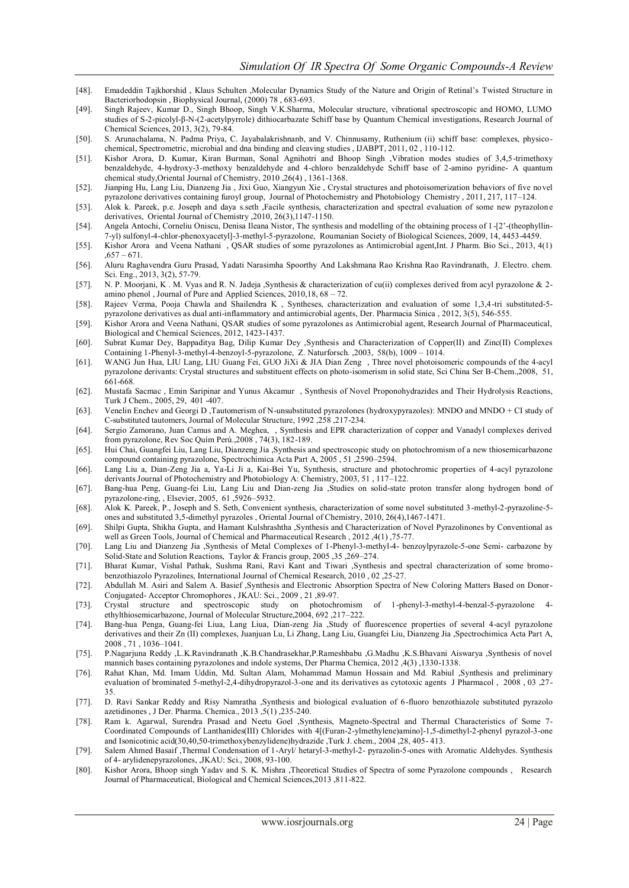[48]. Emadeddin Tajkhorshid , Klaus Schulten ,Molecular Dynamics Study of the Nature and Origin of Retinal's Twisted Structure in Bacteriorhodopsin , Biophysical Journal, (2000) 78 , 683-693.

[49]. Singh Rajeev, Kumar D., Singh Bhoop, Singh V.K.Sharma, Molecular structure, vibrational spectroscopic and HOMO, LUMO studies of S-2-picolyl-β-N-(2-acetylpyrrole) dithiocarbazate Schiff base by Quantum Chemical investigations, Research Journal of Chemical Sciences, 2013, 3(2), 79-84.

[50]. S. Arunachalama, N. Padma Priya, C. Jayabalakrishnanb, and V. Chinnusamy, Ruthenium (ii) schiff base: complexes, physico-chemical, Spectrometric, microbial and dna binding and cleaving studies , IJABPT, 2011, 02 , 110-112.

[51]. Kishor Arora, D. Kumar, Kiran Burman, Sonal Agnihotri and Bhoop Singh ,Vibration modes studies of 3,4,5-trimethoxy benzaldehyde, 4-hydroxy-3-methoxy benzaldehyde and 4-chloro benzaldehyde Schiff base of 2-amino pyridine- A quantum chemical study,Oriental Journal of Chemistry, 2010 ,26(4) , 1361-1368.

[52]. Jianping Hu, Lang Liu, Dianzeng Jia , Jixi Guo, Xiangyun Xie , Crystal structures and photoisomerization behaviors of five novel pyrazolone derivatives containing furoyl group, Journal of Photochemistry and Photobiology Chemistry , 2011, 217, 117–124.

[53]. Alok k. Pareek, p.e. Joseph and daya s.seth ,Facile synthesis, characterization and spectral evaluation of some new pyrazolone derivatives, Oriental Journal of Chemistry ,2010, 26(3),1147-1150.

[54]. Angela Antochi, Corneliu Oniscu, Denisa Ileana Nistor, The synthesis and modelling of the obtaining process of 1-[2'-(theophyllin-7-yl) sulfonyl-4-chlor-phenoxyacetyl]-3-methyl-5-pyrazolone, Roumanian Society of Biological Sciences, 2009, 14, 4453-4459.

[55]. Kishor Arora and Veena Nathani , QSAR studies of some pyrazolones as Antimicrobial agent,Int. J Pharm. Bio Sci., 2013, 4(1) ,657 – 671.

[56]. Aluru Raghavendra Guru Prasad, Yadati Narasimha Spoorthy And Lakshmana Rao Krishna Rao Ravindranath, J. Electro. chem. Sci. Eng., 2013, 3(2), 57-79.

[57]. N. P. Moorjani, K . M. Vyas and R. N. Jadeja ,Synthesis & characterization of cu(ii) complexes derived from acyl pyrazolone & 2-amino phenol , Journal of Pure and Applied Sciences, 2010,18, 68 – 72.

[58]. Rajeev Verma, Pooja Chawla and Shailendra K , Syntheses, characterization and evaluation of some 1,3,4-tri substituted-5-pyrazolone derivatives as dual anti-inflammatory and antimicrobial agents, Der. Pharmacia Sinica , 2012, 3(5), 546-555.

[59]. Kishor Arora and Veena Nathani, QSAR studies of some pyrazolones as Antimicrobial agent, Research Journal of Pharmaceutical, Biological and Chemical Sciences, 2012, 1423-1437.

[60]. Subrat Kumar Dey, Bappaditya Bag, Dilip Kumar Dey ,Synthesis and Characterization of Copper(II) and Zinc(II) Complexes Containing 1-Phenyl-3-methyl-4-benzoyl-5-pyrazolone, Z. Naturforsch. ,2003, 58(b), 1009 – 1014.

[61]. WANG Jun Hua, LIU Lang, LIU Guang Fei, GUO JiXi & JIA Dian Zeng , Three novel photoisomeric compounds of the 4-acyl pyrazolone derivants: Crystal structures and substituent effects on photo-isomerism in solid state, Sci China Ser B-Chem.,2008, 51, 661-668.

[62]. Mustafa Sacmac , Emin Saripinar and Yunus Akcamur , Synthesis of Novel Proponohydrazides and Their Hydrolysis Reactions, Turk J Chem., 2005, 29, 401 -407.

[63]. Venelin Enchev and Georgi D ,Tautomerism of N-unsubstituted pyrazolones (hydroxypyrazoles): MNDO and MNDO + CI study of C-substituted tautomers, Journal of Molecular Structure, 1992 ,258 ,217-234.

[64]. Sergio Zamorano, Juan Camus and A. Meghea, , Synthesis and EPR characterization of copper and Vanadyl complexes derived from pyrazolone, Rev Soc Quím Perú.,2008 , 74(3), 182-189.

[65]. Hui Chai, Guangfei Liu, Lang Liu, Dianzeng Jia ,Synthesis and spectroscopic study on photochromism of a new thiosemicarbazone compound containing pyrazolone, Spectrochimica Acta Part A, 2005 , 51 ,2590–2594.

[66]. Lang Liu a, Dian-Zeng Jia a, Ya-Li Ji a, Kai-Bei Yu, Synthesis, structure and photochromic properties of 4-acyl pyrazolone derivants Journal of Photochemistry and Photobiology A: Chemistry, 2003, 51 , 117–122.

[67]. Bang-hua Peng, Guang-fei Liu, Lang Liu and Dian-zeng Jia ,Studies on solid-state proton transfer along hydrogen bond of pyrazolone-ring, , Elsevier, 2005, 61 ,5926–5932.

[68]. Alok K. Pareek, P., Joseph and S. Seth, Convenient synthesis, characterization of some novel substituted 3-methyl-2-pyrazoline-5-ones and substituted 3,5-dimethyl pyrazoles , Oriental Journal of Chemistry, 2010, 26(4),1467-1471.

[69]. Shilpi Gupta, Shikha Gupta, and Hamant Kulshrashtha ,Synthesis and Characterization of Novel Pyrazolinones by Conventional as well as Green Tools, Journal of Chemical and Pharmaceutical Research , 2012 ,4(1) ,75-77.

[70]. Lang Liu and Dianzeng Jia ,Synthesis of Metal Complexes of 1-Phenyl-3-methyl-4- benzoylpyrazole-5-one Semi- carbazone by Solid-State and Solution Reactions, Taylor & Francis group, 2005 ,35 ,269–274.

[71]. Bharat Kumar, Vishal Pathak, Sushma Rani, Ravi Kant and Tiwari ,Synthesis and spectral characterization of some bromo-benzothiazolo Pyrazolines, International Journal of Chemical Research, 2010 , 02 ,25-27.

[72]. Abdullah M. Asiri and Salem A. Basief ,Synthesis and Electronic Absorption Spectra of New Coloring Matters Based on Donor-Conjugated- Acceptor Chromophores , JKAU: Sci., 2009 , 21 ,89-97.

[73]. Crystal structure and spectroscopic study on photochromism of 1-phenyl-3-methyl-4-benzal-5-pyrazolone 4-ethylthiosemicarbazone, Journal of Molecular Structure,2004, 692 ,217–222.

[74]. Bang-hua Penga, Guang-fei Liua, Lang Liua, Dian-zeng Jia ,Study of fluorescence properties of several 4-acyl pyrazolone derivatives and their Zn (II) complexes, Juanjuan Lu, Li Zhang, Lang Liu, Guangfei Liu, Dianzeng Jia ,Spectrochimica Acta Part A, 2008 , 71 , 1036–1041.

[75]. P.Nagarjuna Reddy ,L.K.Ravindranath ,K.B.Chandrasekhar,P.Rameshbabu ,G.Madhu ,K.S.Bhavani Aiswarya ,Synthesis of novel mannich bases containing pyrazolones and indole systems, Der Pharma Chemica, 2012 ,4(3) ,1330-1338.

[76]. Rahat Khan, Md. Imam Uddin, Md. Sultan Alam, Mohammad Mamun Hossain and Md. Rabiul ,Synthesis and preliminary evaluation of brominated 5-methyl-2,4-dihydropyrazol-3-one and its derivatives as cytotoxic agents J Pharmacol , 2008 , 03 ,27-35.

[77]. D. Ravi Sankar Reddy and Risy Namratha ,Synthesis and biological evaluation of 6-fluoro benzothiazole substituted pyrazolo azetidinones , J Der. Pharma. Chemica., 2013 ,5(1) ,235-240.

[78]. Ram k. Agarwal, Surendra Prasad and Neetu Goel ,Synthesis, Magneto-Spectral and Thermal Characteristics of Some 7-Coordinated Compounds of Lanthanides(III) Chlorides with 4[(Furan-2-ylmethylene)amino]-1,5-dimethyl-2-phenyl pyrazol-3-one and Isonicotinic acid(30,40,50-trimethoxybenzylidene)hydrazide ,Turk J. chem., 2004 ,28, 405- 413.

[79]. Salem Ahmed Basaif ,Thermal Condensation of 1-Aryl/ hetaryl-3-methyl-2- pyrazolin-5-ones with Aromatic Aldehydes. Synthesis of 4- arylidenepyrazolones, ,JKAU: Sci., 2008, 93-100.

[80]. Kishor Arora, Bhoop singh Yadav and S. K. Mishra ,Theoretical Studies of Spectra of some Pyrazolone compounds , Research Journal of Pharmaceutical, Biological and Chemical Sciences,2013 ,811-822.